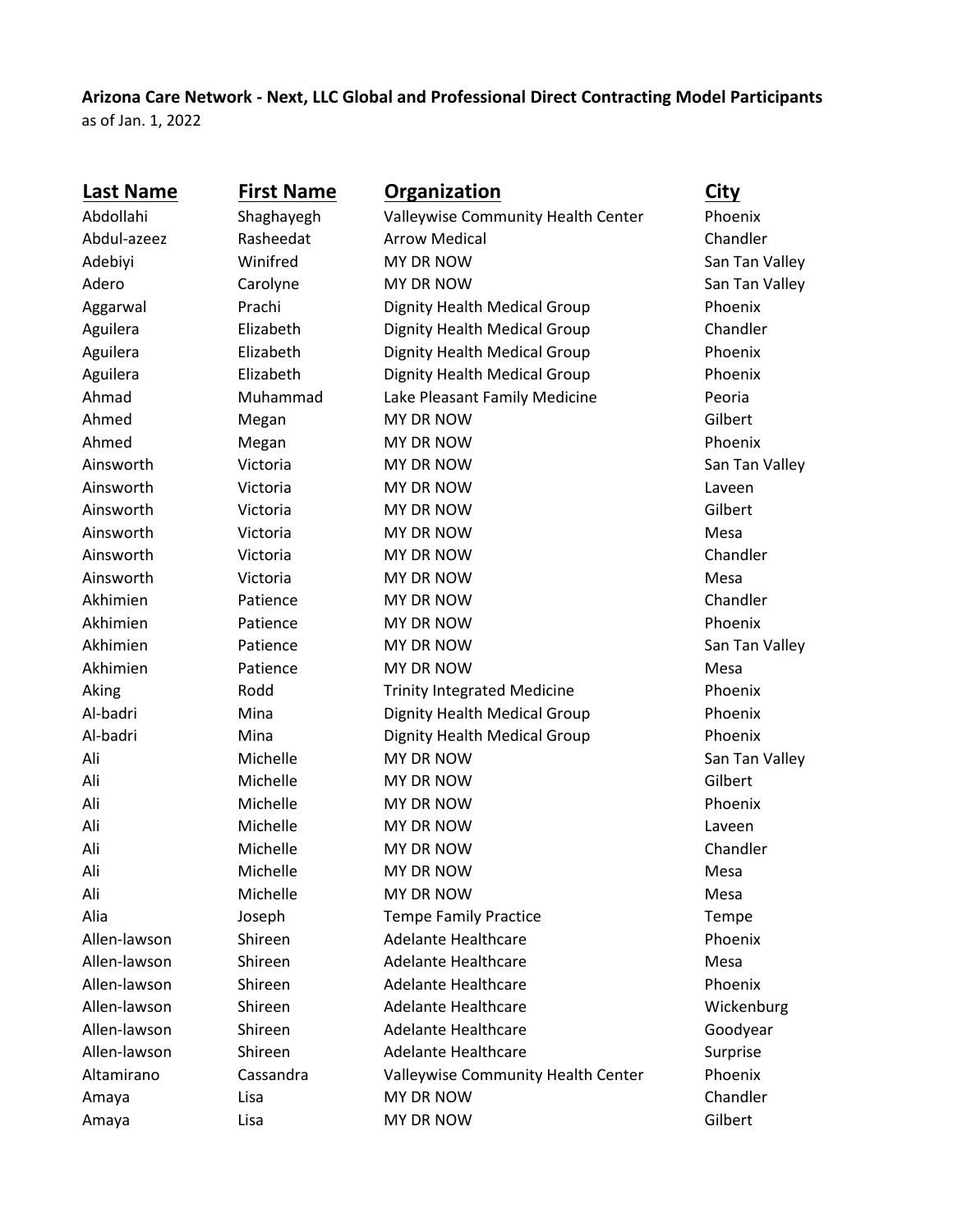**Arizona Care Network - Next, LLC Global and Professional Direct Contracting Model Participants**
as of Jan. 1, 2022

| Last Name | First Name | Organization | City |
|---|---|---|---|
| Abdollahi | Shaghayegh | Valleywise Community Health Center | Phoenix |
| Abdul-azeez | Rasheedat | Arrow Medical | Chandler |
| Adebiyi | Winifred | MY DR NOW | San Tan Valley |
| Adero | Carolyne | MY DR NOW | San Tan Valley |
| Aggarwal | Prachi | Dignity Health Medical Group | Phoenix |
| Aguilera | Elizabeth | Dignity Health Medical Group | Chandler |
| Aguilera | Elizabeth | Dignity Health Medical Group | Phoenix |
| Aguilera | Elizabeth | Dignity Health Medical Group | Phoenix |
| Ahmad | Muhammad | Lake Pleasant Family Medicine | Peoria |
| Ahmed | Megan | MY DR NOW | Gilbert |
| Ahmed | Megan | MY DR NOW | Phoenix |
| Ainsworth | Victoria | MY DR NOW | San Tan Valley |
| Ainsworth | Victoria | MY DR NOW | Laveen |
| Ainsworth | Victoria | MY DR NOW | Gilbert |
| Ainsworth | Victoria | MY DR NOW | Mesa |
| Ainsworth | Victoria | MY DR NOW | Chandler |
| Ainsworth | Victoria | MY DR NOW | Mesa |
| Akhimien | Patience | MY DR NOW | Chandler |
| Akhimien | Patience | MY DR NOW | Phoenix |
| Akhimien | Patience | MY DR NOW | San Tan Valley |
| Akhimien | Patience | MY DR NOW | Mesa |
| Aking | Rodd | Trinity Integrated Medicine | Phoenix |
| Al-badri | Mina | Dignity Health Medical Group | Phoenix |
| Al-badri | Mina | Dignity Health Medical Group | Phoenix |
| Ali | Michelle | MY DR NOW | San Tan Valley |
| Ali | Michelle | MY DR NOW | Gilbert |
| Ali | Michelle | MY DR NOW | Phoenix |
| Ali | Michelle | MY DR NOW | Laveen |
| Ali | Michelle | MY DR NOW | Chandler |
| Ali | Michelle | MY DR NOW | Mesa |
| Ali | Michelle | MY DR NOW | Mesa |
| Alia | Joseph | Tempe Family Practice | Tempe |
| Allen-lawson | Shireen | Adelante Healthcare | Phoenix |
| Allen-lawson | Shireen | Adelante Healthcare | Mesa |
| Allen-lawson | Shireen | Adelante Healthcare | Phoenix |
| Allen-lawson | Shireen | Adelante Healthcare | Wickenburg |
| Allen-lawson | Shireen | Adelante Healthcare | Goodyear |
| Allen-lawson | Shireen | Adelante Healthcare | Surprise |
| Altamirano | Cassandra | Valleywise Community Health Center | Phoenix |
| Amaya | Lisa | MY DR NOW | Chandler |
| Amaya | Lisa | MY DR NOW | Gilbert |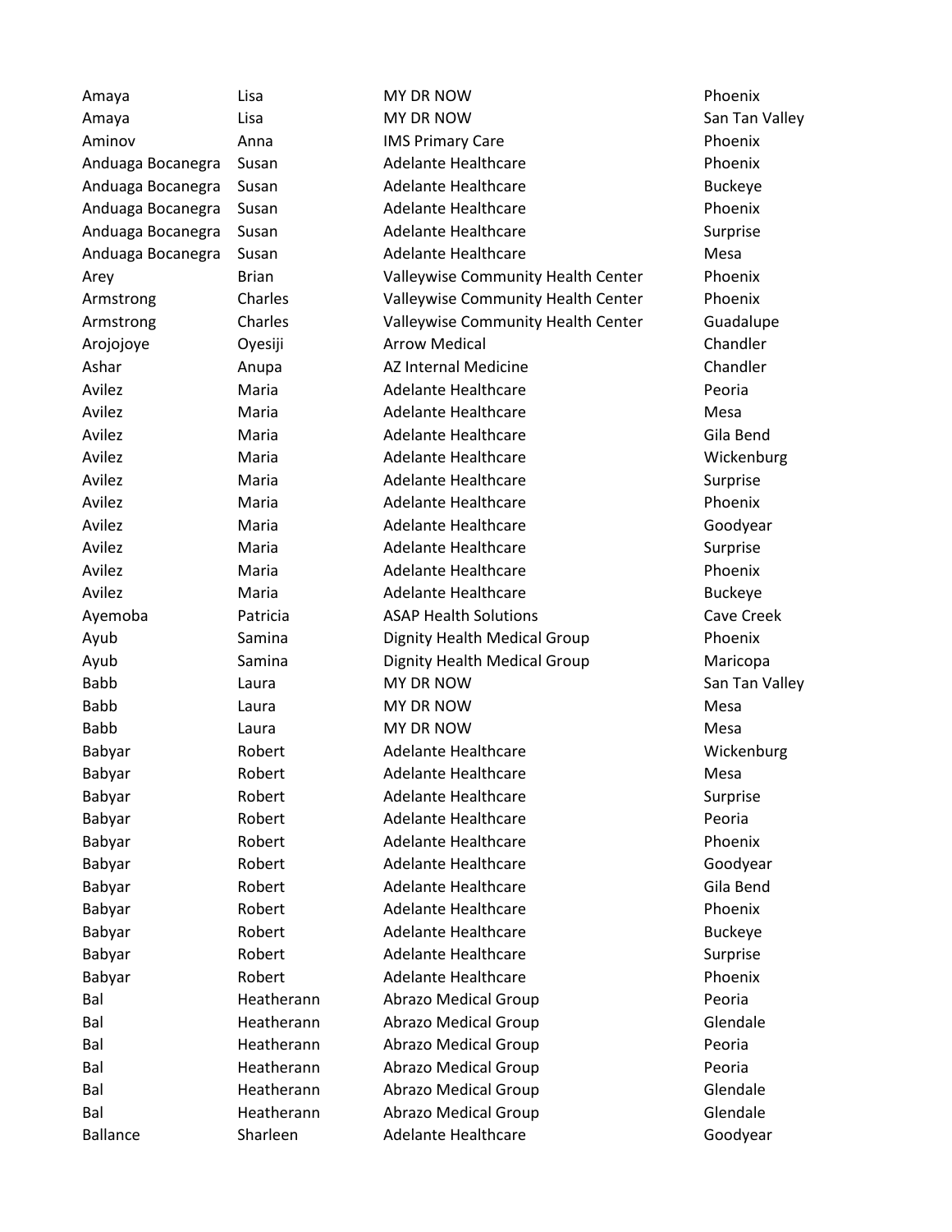| | | | |
|---|---|---|---|
| Amaya | Lisa | MY DR NOW | Phoenix |
| Amaya | Lisa | MY DR NOW | San Tan Valley |
| Aminov | Anna | IMS Primary Care | Phoenix |
| Anduaga Bocanegra | Susan | Adelante Healthcare | Phoenix |
| Anduaga Bocanegra | Susan | Adelante Healthcare | Buckeye |
| Anduaga Bocanegra | Susan | Adelante Healthcare | Phoenix |
| Anduaga Bocanegra | Susan | Adelante Healthcare | Surprise |
| Anduaga Bocanegra | Susan | Adelante Healthcare | Mesa |
| Arey | Brian | Valleywise Community Health Center | Phoenix |
| Armstrong | Charles | Valleywise Community Health Center | Phoenix |
| Armstrong | Charles | Valleywise Community Health Center | Guadalupe |
| Arojojoye | Oyesiji | Arrow Medical | Chandler |
| Ashar | Anupa | AZ Internal Medicine | Chandler |
| Avilez | Maria | Adelante Healthcare | Peoria |
| Avilez | Maria | Adelante Healthcare | Mesa |
| Avilez | Maria | Adelante Healthcare | Gila Bend |
| Avilez | Maria | Adelante Healthcare | Wickenburg |
| Avilez | Maria | Adelante Healthcare | Surprise |
| Avilez | Maria | Adelante Healthcare | Phoenix |
| Avilez | Maria | Adelante Healthcare | Goodyear |
| Avilez | Maria | Adelante Healthcare | Surprise |
| Avilez | Maria | Adelante Healthcare | Phoenix |
| Avilez | Maria | Adelante Healthcare | Buckeye |
| Ayemoba | Patricia | ASAP Health Solutions | Cave Creek |
| Ayub | Samina | Dignity Health Medical Group | Phoenix |
| Ayub | Samina | Dignity Health Medical Group | Maricopa |
| Babb | Laura | MY DR NOW | San Tan Valley |
| Babb | Laura | MY DR NOW | Mesa |
| Babb | Laura | MY DR NOW | Mesa |
| Babyar | Robert | Adelante Healthcare | Wickenburg |
| Babyar | Robert | Adelante Healthcare | Mesa |
| Babyar | Robert | Adelante Healthcare | Surprise |
| Babyar | Robert | Adelante Healthcare | Peoria |
| Babyar | Robert | Adelante Healthcare | Phoenix |
| Babyar | Robert | Adelante Healthcare | Goodyear |
| Babyar | Robert | Adelante Healthcare | Gila Bend |
| Babyar | Robert | Adelante Healthcare | Phoenix |
| Babyar | Robert | Adelante Healthcare | Buckeye |
| Babyar | Robert | Adelante Healthcare | Surprise |
| Babyar | Robert | Adelante Healthcare | Phoenix |
| Bal | Heatherann | Abrazo Medical Group | Peoria |
| Bal | Heatherann | Abrazo Medical Group | Glendale |
| Bal | Heatherann | Abrazo Medical Group | Peoria |
| Bal | Heatherann | Abrazo Medical Group | Peoria |
| Bal | Heatherann | Abrazo Medical Group | Glendale |
| Bal | Heatherann | Abrazo Medical Group | Glendale |
| Ballance | Sharleen | Adelante Healthcare | Goodyear |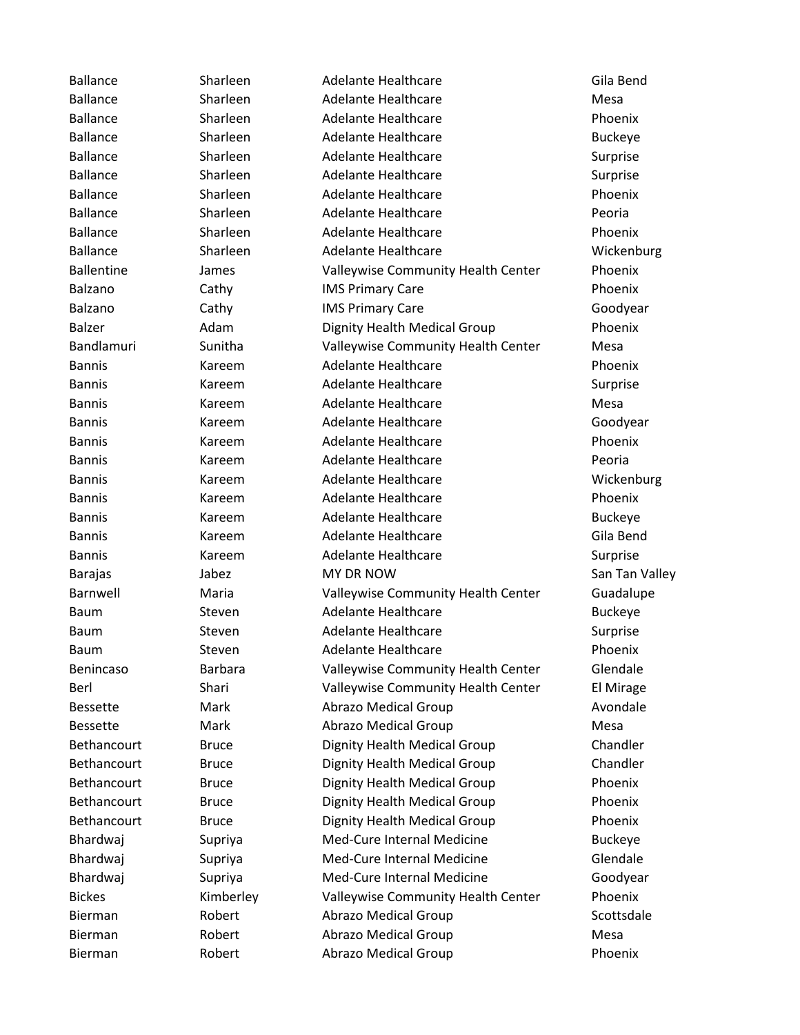| | | | |
|---|---|---|---|
| Ballance | Sharleen | Adelante Healthcare | Gila Bend |
| Ballance | Sharleen | Adelante Healthcare | Mesa |
| Ballance | Sharleen | Adelante Healthcare | Phoenix |
| Ballance | Sharleen | Adelante Healthcare | Buckeye |
| Ballance | Sharleen | Adelante Healthcare | Surprise |
| Ballance | Sharleen | Adelante Healthcare | Surprise |
| Ballance | Sharleen | Adelante Healthcare | Phoenix |
| Ballance | Sharleen | Adelante Healthcare | Peoria |
| Ballance | Sharleen | Adelante Healthcare | Phoenix |
| Ballance | Sharleen | Adelante Healthcare | Wickenburg |
| Ballentine | James | Valleywise Community Health Center | Phoenix |
| Balzano | Cathy | IMS Primary Care | Phoenix |
| Balzano | Cathy | IMS Primary Care | Goodyear |
| Balzer | Adam | Dignity Health Medical Group | Phoenix |
| Bandlamuri | Sunitha | Valleywise Community Health Center | Mesa |
| Bannis | Kareem | Adelante Healthcare | Phoenix |
| Bannis | Kareem | Adelante Healthcare | Surprise |
| Bannis | Kareem | Adelante Healthcare | Mesa |
| Bannis | Kareem | Adelante Healthcare | Goodyear |
| Bannis | Kareem | Adelante Healthcare | Phoenix |
| Bannis | Kareem | Adelante Healthcare | Peoria |
| Bannis | Kareem | Adelante Healthcare | Wickenburg |
| Bannis | Kareem | Adelante Healthcare | Phoenix |
| Bannis | Kareem | Adelante Healthcare | Buckeye |
| Bannis | Kareem | Adelante Healthcare | Gila Bend |
| Bannis | Kareem | Adelante Healthcare | Surprise |
| Barajas | Jabez | MY DR NOW | San Tan Valley |
| Barnwell | Maria | Valleywise Community Health Center | Guadalupe |
| Baum | Steven | Adelante Healthcare | Buckeye |
| Baum | Steven | Adelante Healthcare | Surprise |
| Baum | Steven | Adelante Healthcare | Phoenix |
| Benincaso | Barbara | Valleywise Community Health Center | Glendale |
| Berl | Shari | Valleywise Community Health Center | El Mirage |
| Bessette | Mark | Abrazo Medical Group | Avondale |
| Bessette | Mark | Abrazo Medical Group | Mesa |
| Bethancourt | Bruce | Dignity Health Medical Group | Chandler |
| Bethancourt | Bruce | Dignity Health Medical Group | Chandler |
| Bethancourt | Bruce | Dignity Health Medical Group | Phoenix |
| Bethancourt | Bruce | Dignity Health Medical Group | Phoenix |
| Bethancourt | Bruce | Dignity Health Medical Group | Phoenix |
| Bhardwaj | Supriya | Med-Cure Internal Medicine | Buckeye |
| Bhardwaj | Supriya | Med-Cure Internal Medicine | Glendale |
| Bhardwaj | Supriya | Med-Cure Internal Medicine | Goodyear |
| Bickes | Kimberley | Valleywise Community Health Center | Phoenix |
| Bierman | Robert | Abrazo Medical Group | Scottsdale |
| Bierman | Robert | Abrazo Medical Group | Mesa |
| Bierman | Robert | Abrazo Medical Group | Phoenix |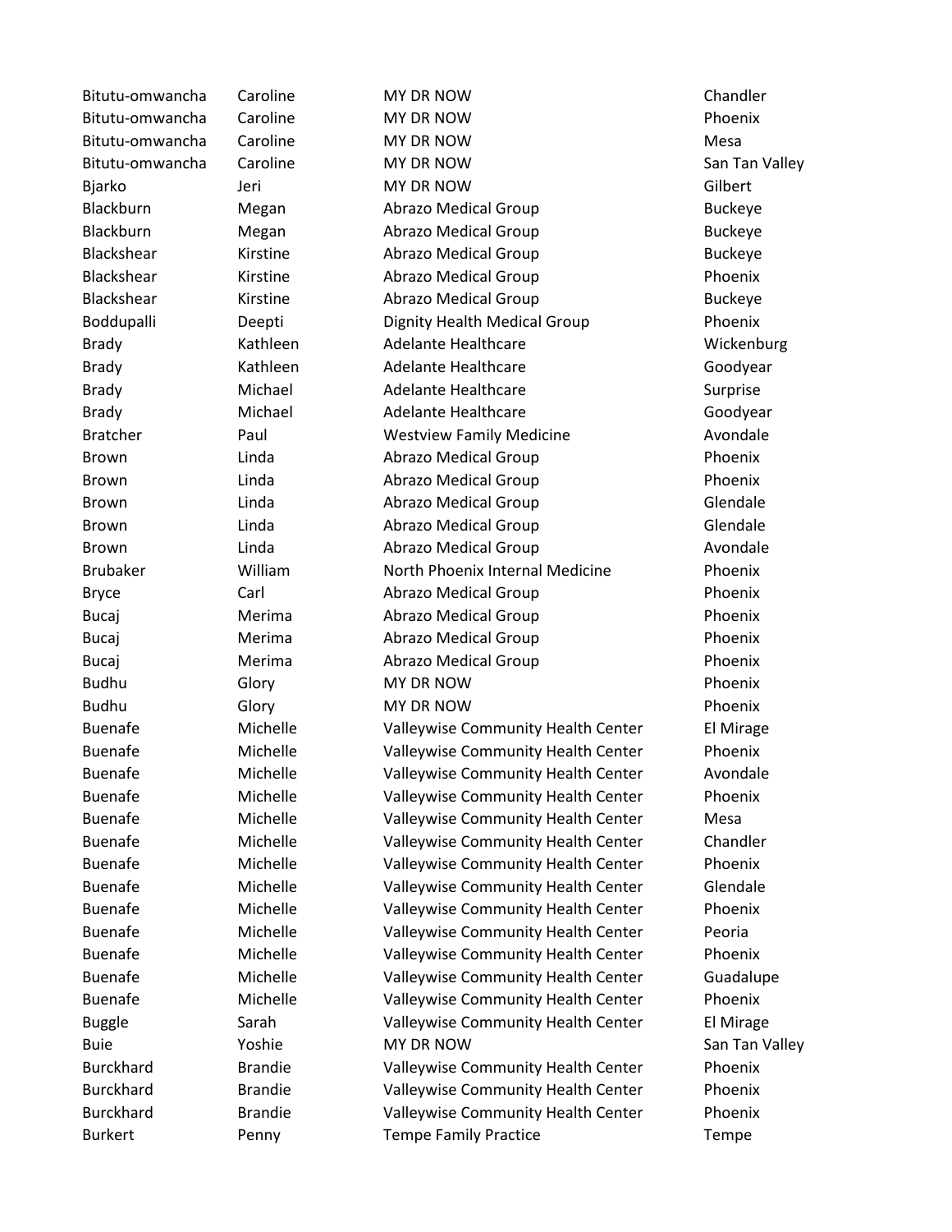| | | | |
|---|---|---|---|
| Bitutu-omwancha | Caroline | MY DR NOW | Chandler |
| Bitutu-omwancha | Caroline | MY DR NOW | Phoenix |
| Bitutu-omwancha | Caroline | MY DR NOW | Mesa |
| Bitutu-omwancha | Caroline | MY DR NOW | San Tan Valley |
| Bjarko | Jeri | MY DR NOW | Gilbert |
| Blackburn | Megan | Abrazo Medical Group | Buckeye |
| Blackburn | Megan | Abrazo Medical Group | Buckeye |
| Blackshear | Kirstine | Abrazo Medical Group | Buckeye |
| Blackshear | Kirstine | Abrazo Medical Group | Phoenix |
| Blackshear | Kirstine | Abrazo Medical Group | Buckeye |
| Boddupalli | Deepti | Dignity Health Medical Group | Phoenix |
| Brady | Kathleen | Adelante Healthcare | Wickenburg |
| Brady | Kathleen | Adelante Healthcare | Goodyear |
| Brady | Michael | Adelante Healthcare | Surprise |
| Brady | Michael | Adelante Healthcare | Goodyear |
| Bratcher | Paul | Westview Family Medicine | Avondale |
| Brown | Linda | Abrazo Medical Group | Phoenix |
| Brown | Linda | Abrazo Medical Group | Phoenix |
| Brown | Linda | Abrazo Medical Group | Glendale |
| Brown | Linda | Abrazo Medical Group | Glendale |
| Brown | Linda | Abrazo Medical Group | Avondale |
| Brubaker | William | North Phoenix Internal Medicine | Phoenix |
| Bryce | Carl | Abrazo Medical Group | Phoenix |
| Bucaj | Merima | Abrazo Medical Group | Phoenix |
| Bucaj | Merima | Abrazo Medical Group | Phoenix |
| Bucaj | Merima | Abrazo Medical Group | Phoenix |
| Budhu | Glory | MY DR NOW | Phoenix |
| Budhu | Glory | MY DR NOW | Phoenix |
| Buenafe | Michelle | Valleywise Community Health Center | El Mirage |
| Buenafe | Michelle | Valleywise Community Health Center | Phoenix |
| Buenafe | Michelle | Valleywise Community Health Center | Avondale |
| Buenafe | Michelle | Valleywise Community Health Center | Phoenix |
| Buenafe | Michelle | Valleywise Community Health Center | Mesa |
| Buenafe | Michelle | Valleywise Community Health Center | Chandler |
| Buenafe | Michelle | Valleywise Community Health Center | Phoenix |
| Buenafe | Michelle | Valleywise Community Health Center | Glendale |
| Buenafe | Michelle | Valleywise Community Health Center | Phoenix |
| Buenafe | Michelle | Valleywise Community Health Center | Peoria |
| Buenafe | Michelle | Valleywise Community Health Center | Phoenix |
| Buenafe | Michelle | Valleywise Community Health Center | Guadalupe |
| Buenafe | Michelle | Valleywise Community Health Center | Phoenix |
| Buggle | Sarah | Valleywise Community Health Center | El Mirage |
| Buie | Yoshie | MY DR NOW | San Tan Valley |
| Burckhard | Brandie | Valleywise Community Health Center | Phoenix |
| Burckhard | Brandie | Valleywise Community Health Center | Phoenix |
| Burckhard | Brandie | Valleywise Community Health Center | Phoenix |
| Burkert | Penny | Tempe Family Practice | Tempe |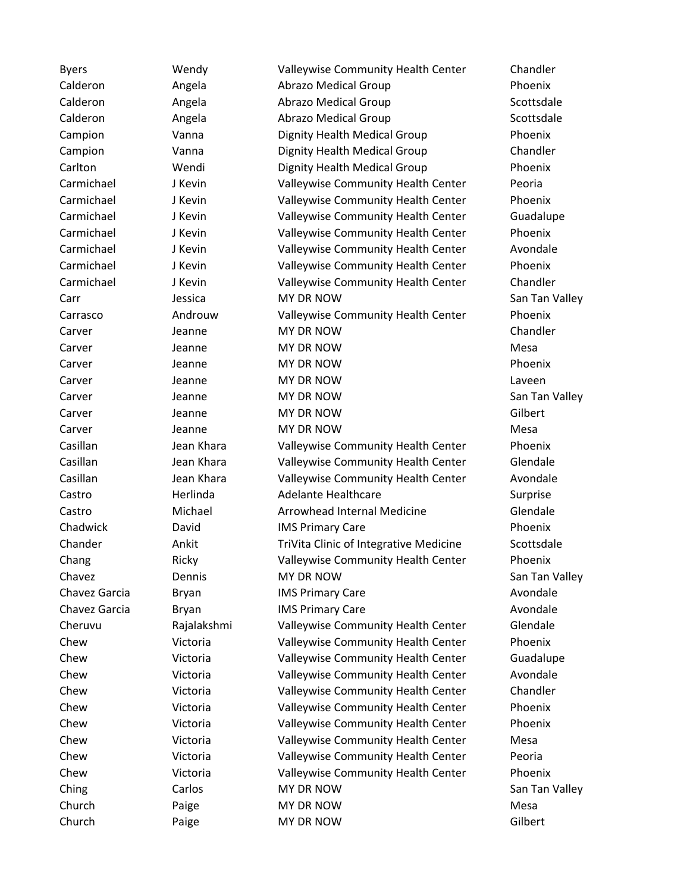| | | | |
|---|---|---|---|
| Byers | Wendy | Valleywise Community Health Center | Chandler |
| Calderon | Angela | Abrazo Medical Group | Phoenix |
| Calderon | Angela | Abrazo Medical Group | Scottsdale |
| Calderon | Angela | Abrazo Medical Group | Scottsdale |
| Campion | Vanna | Dignity Health Medical Group | Phoenix |
| Campion | Vanna | Dignity Health Medical Group | Chandler |
| Carlton | Wendi | Dignity Health Medical Group | Phoenix |
| Carmichael | J Kevin | Valleywise Community Health Center | Peoria |
| Carmichael | J Kevin | Valleywise Community Health Center | Phoenix |
| Carmichael | J Kevin | Valleywise Community Health Center | Guadalupe |
| Carmichael | J Kevin | Valleywise Community Health Center | Phoenix |
| Carmichael | J Kevin | Valleywise Community Health Center | Avondale |
| Carmichael | J Kevin | Valleywise Community Health Center | Phoenix |
| Carmichael | J Kevin | Valleywise Community Health Center | Chandler |
| Carr | Jessica | MY DR NOW | San Tan Valley |
| Carrasco | Androuw | Valleywise Community Health Center | Phoenix |
| Carver | Jeanne | MY DR NOW | Chandler |
| Carver | Jeanne | MY DR NOW | Mesa |
| Carver | Jeanne | MY DR NOW | Phoenix |
| Carver | Jeanne | MY DR NOW | Laveen |
| Carver | Jeanne | MY DR NOW | San Tan Valley |
| Carver | Jeanne | MY DR NOW | Gilbert |
| Carver | Jeanne | MY DR NOW | Mesa |
| Casillan | Jean Khara | Valleywise Community Health Center | Phoenix |
| Casillan | Jean Khara | Valleywise Community Health Center | Glendale |
| Casillan | Jean Khara | Valleywise Community Health Center | Avondale |
| Castro | Herlinda | Adelante Healthcare | Surprise |
| Castro | Michael | Arrowhead Internal Medicine | Glendale |
| Chadwick | David | IMS Primary Care | Phoenix |
| Chander | Ankit | TriVita Clinic of Integrative Medicine | Scottsdale |
| Chang | Ricky | Valleywise Community Health Center | Phoenix |
| Chavez | Dennis | MY DR NOW | San Tan Valley |
| Chavez Garcia | Bryan | IMS Primary Care | Avondale |
| Chavez Garcia | Bryan | IMS Primary Care | Avondale |
| Cheruvu | Rajalakshmi | Valleywise Community Health Center | Glendale |
| Chew | Victoria | Valleywise Community Health Center | Phoenix |
| Chew | Victoria | Valleywise Community Health Center | Guadalupe |
| Chew | Victoria | Valleywise Community Health Center | Avondale |
| Chew | Victoria | Valleywise Community Health Center | Chandler |
| Chew | Victoria | Valleywise Community Health Center | Phoenix |
| Chew | Victoria | Valleywise Community Health Center | Phoenix |
| Chew | Victoria | Valleywise Community Health Center | Mesa |
| Chew | Victoria | Valleywise Community Health Center | Peoria |
| Chew | Victoria | Valleywise Community Health Center | Phoenix |
| Ching | Carlos | MY DR NOW | San Tan Valley |
| Church | Paige | MY DR NOW | Mesa |
| Church | Paige | MY DR NOW | Gilbert |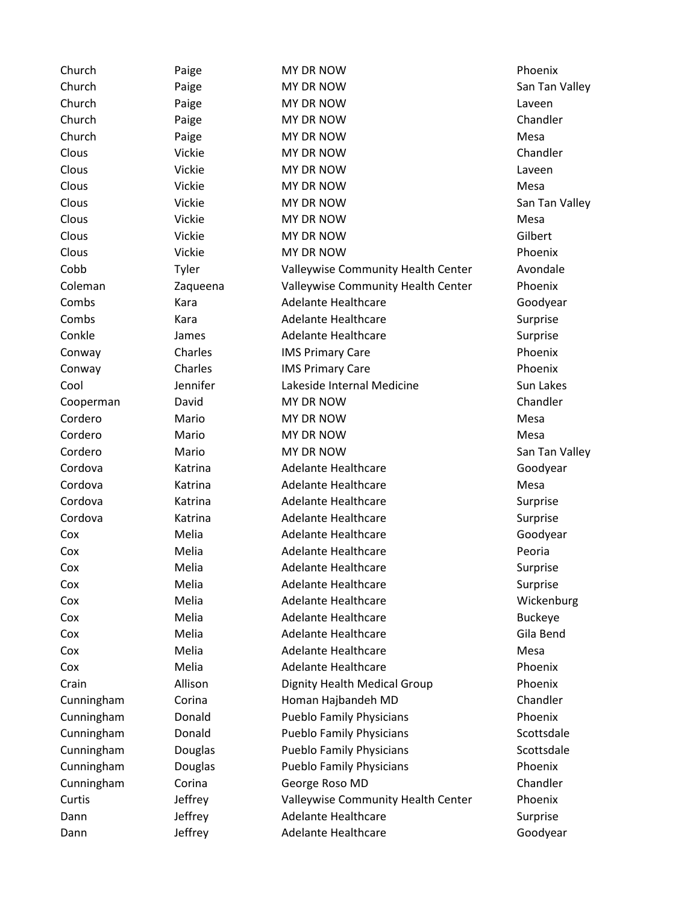| | | | |
|---|---|---|---|
| Church | Paige | MY DR NOW | Phoenix |
| Church | Paige | MY DR NOW | San Tan Valley |
| Church | Paige | MY DR NOW | Laveen |
| Church | Paige | MY DR NOW | Chandler |
| Church | Paige | MY DR NOW | Mesa |
| Clous | Vickie | MY DR NOW | Chandler |
| Clous | Vickie | MY DR NOW | Laveen |
| Clous | Vickie | MY DR NOW | Mesa |
| Clous | Vickie | MY DR NOW | San Tan Valley |
| Clous | Vickie | MY DR NOW | Mesa |
| Clous | Vickie | MY DR NOW | Gilbert |
| Clous | Vickie | MY DR NOW | Phoenix |
| Cobb | Tyler | Valleywise Community Health Center | Avondale |
| Coleman | Zaqueena | Valleywise Community Health Center | Phoenix |
| Combs | Kara | Adelante Healthcare | Goodyear |
| Combs | Kara | Adelante Healthcare | Surprise |
| Conkle | James | Adelante Healthcare | Surprise |
| Conway | Charles | IMS Primary Care | Phoenix |
| Conway | Charles | IMS Primary Care | Phoenix |
| Cool | Jennifer | Lakeside Internal Medicine | Sun Lakes |
| Cooperman | David | MY DR NOW | Chandler |
| Cordero | Mario | MY DR NOW | Mesa |
| Cordero | Mario | MY DR NOW | Mesa |
| Cordero | Mario | MY DR NOW | San Tan Valley |
| Cordova | Katrina | Adelante Healthcare | Goodyear |
| Cordova | Katrina | Adelante Healthcare | Mesa |
| Cordova | Katrina | Adelante Healthcare | Surprise |
| Cordova | Katrina | Adelante Healthcare | Surprise |
| Cox | Melia | Adelante Healthcare | Goodyear |
| Cox | Melia | Adelante Healthcare | Peoria |
| Cox | Melia | Adelante Healthcare | Surprise |
| Cox | Melia | Adelante Healthcare | Surprise |
| Cox | Melia | Adelante Healthcare | Wickenburg |
| Cox | Melia | Adelante Healthcare | Buckeye |
| Cox | Melia | Adelante Healthcare | Gila Bend |
| Cox | Melia | Adelante Healthcare | Mesa |
| Cox | Melia | Adelante Healthcare | Phoenix |
| Crain | Allison | Dignity Health Medical Group | Phoenix |
| Cunningham | Corina | Homan Hajbandeh MD | Chandler |
| Cunningham | Donald | Pueblo Family Physicians | Phoenix |
| Cunningham | Donald | Pueblo Family Physicians | Scottsdale |
| Cunningham | Douglas | Pueblo Family Physicians | Scottsdale |
| Cunningham | Douglas | Pueblo Family Physicians | Phoenix |
| Cunningham | Corina | George Roso MD | Chandler |
| Curtis | Jeffrey | Valleywise Community Health Center | Phoenix |
| Dann | Jeffrey | Adelante Healthcare | Surprise |
| Dann | Jeffrey | Adelante Healthcare | Goodyear |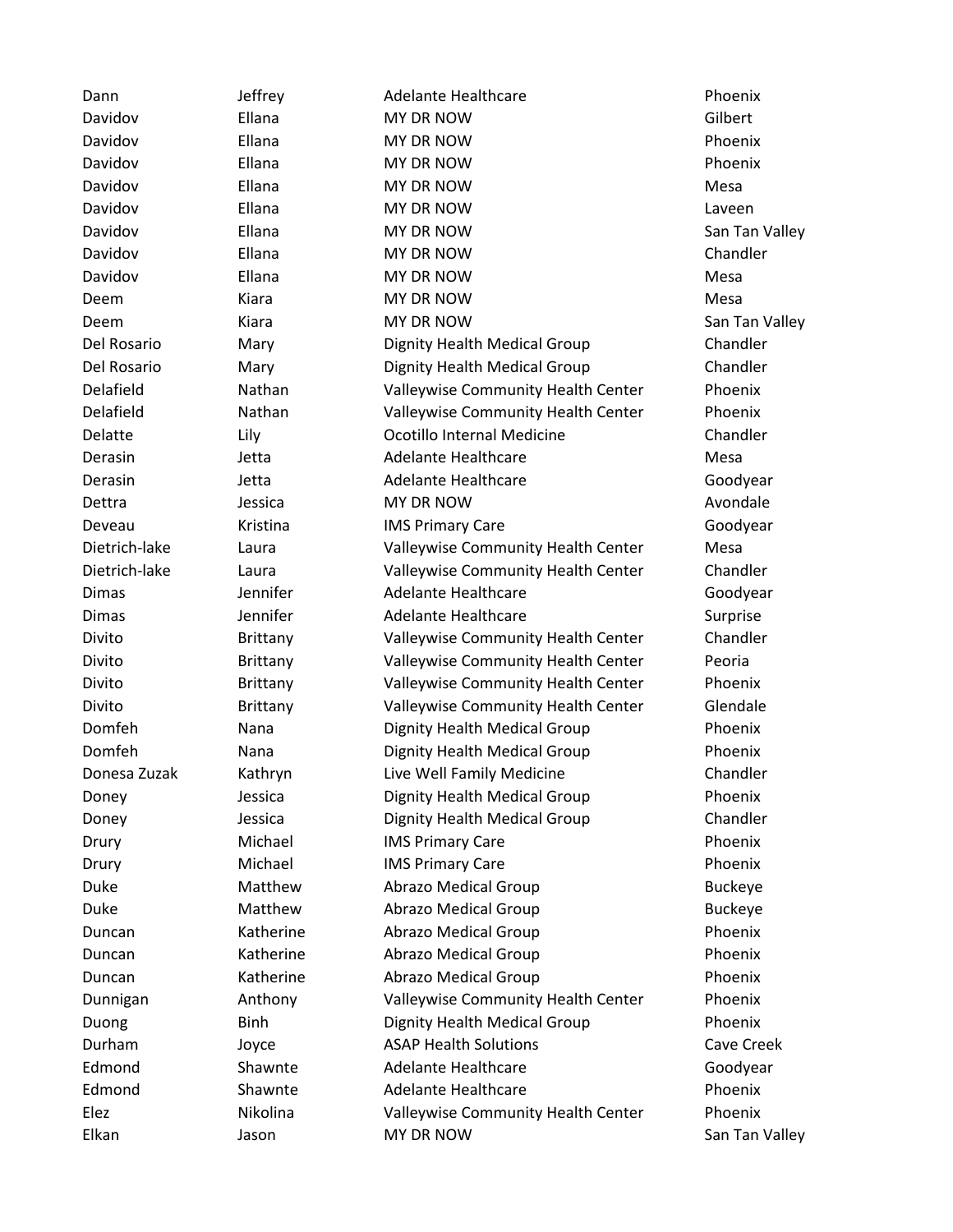| | | | |
|---|---|---|---|
| Dann | Jeffrey | Adelante Healthcare | Phoenix |
| Davidov | Ellana | MY DR NOW | Gilbert |
| Davidov | Ellana | MY DR NOW | Phoenix |
| Davidov | Ellana | MY DR NOW | Phoenix |
| Davidov | Ellana | MY DR NOW | Mesa |
| Davidov | Ellana | MY DR NOW | Laveen |
| Davidov | Ellana | MY DR NOW | San Tan Valley |
| Davidov | Ellana | MY DR NOW | Chandler |
| Davidov | Ellana | MY DR NOW | Mesa |
| Deem | Kiara | MY DR NOW | Mesa |
| Deem | Kiara | MY DR NOW | San Tan Valley |
| Del Rosario | Mary | Dignity Health Medical Group | Chandler |
| Del Rosario | Mary | Dignity Health Medical Group | Chandler |
| Delafield | Nathan | Valleywise Community Health Center | Phoenix |
| Delafield | Nathan | Valleywise Community Health Center | Phoenix |
| Delatte | Lily | Ocotillo Internal Medicine | Chandler |
| Derasin | Jetta | Adelante Healthcare | Mesa |
| Derasin | Jetta | Adelante Healthcare | Goodyear |
| Dettra | Jessica | MY DR NOW | Avondale |
| Deveau | Kristina | IMS Primary Care | Goodyear |
| Dietrich-lake | Laura | Valleywise Community Health Center | Mesa |
| Dietrich-lake | Laura | Valleywise Community Health Center | Chandler |
| Dimas | Jennifer | Adelante Healthcare | Goodyear |
| Dimas | Jennifer | Adelante Healthcare | Surprise |
| Divito | Brittany | Valleywise Community Health Center | Chandler |
| Divito | Brittany | Valleywise Community Health Center | Peoria |
| Divito | Brittany | Valleywise Community Health Center | Phoenix |
| Divito | Brittany | Valleywise Community Health Center | Glendale |
| Domfeh | Nana | Dignity Health Medical Group | Phoenix |
| Domfeh | Nana | Dignity Health Medical Group | Phoenix |
| Donesa Zuzak | Kathryn | Live Well Family Medicine | Chandler |
| Doney | Jessica | Dignity Health Medical Group | Phoenix |
| Doney | Jessica | Dignity Health Medical Group | Chandler |
| Drury | Michael | IMS Primary Care | Phoenix |
| Drury | Michael | IMS Primary Care | Phoenix |
| Duke | Matthew | Abrazo Medical Group | Buckeye |
| Duke | Matthew | Abrazo Medical Group | Buckeye |
| Duncan | Katherine | Abrazo Medical Group | Phoenix |
| Duncan | Katherine | Abrazo Medical Group | Phoenix |
| Duncan | Katherine | Abrazo Medical Group | Phoenix |
| Dunnigan | Anthony | Valleywise Community Health Center | Phoenix |
| Duong | Binh | Dignity Health Medical Group | Phoenix |
| Durham | Joyce | ASAP Health Solutions | Cave Creek |
| Edmond | Shawnte | Adelante Healthcare | Goodyear |
| Edmond | Shawnte | Adelante Healthcare | Phoenix |
| Elez | Nikolina | Valleywise Community Health Center | Phoenix |
| Elkan | Jason | MY DR NOW | San Tan Valley |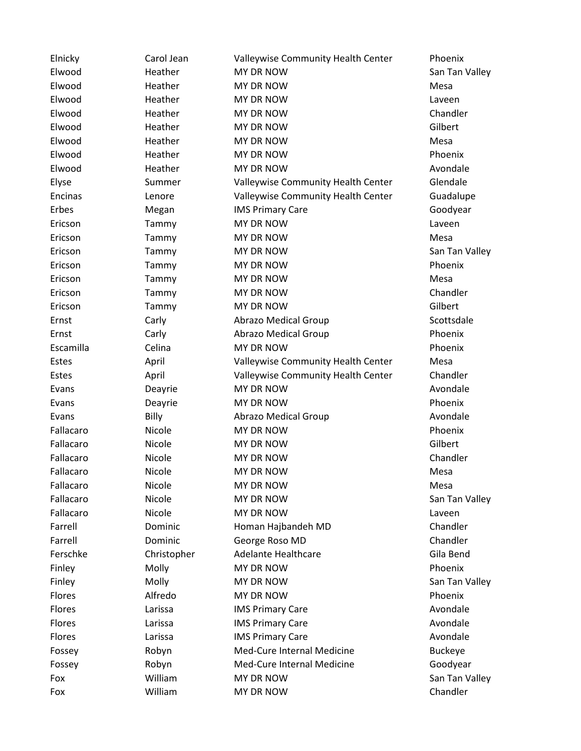| | | | |
|---|---|---|---|
| Elnicky | Carol Jean | Valleywise Community Health Center | Phoenix |
| Elwood | Heather | MY DR NOW | San Tan Valley |
| Elwood | Heather | MY DR NOW | Mesa |
| Elwood | Heather | MY DR NOW | Laveen |
| Elwood | Heather | MY DR NOW | Chandler |
| Elwood | Heather | MY DR NOW | Gilbert |
| Elwood | Heather | MY DR NOW | Mesa |
| Elwood | Heather | MY DR NOW | Phoenix |
| Elwood | Heather | MY DR NOW | Avondale |
| Elyse | Summer | Valleywise Community Health Center | Glendale |
| Encinas | Lenore | Valleywise Community Health Center | Guadalupe |
| Erbes | Megan | IMS Primary Care | Goodyear |
| Ericson | Tammy | MY DR NOW | Laveen |
| Ericson | Tammy | MY DR NOW | Mesa |
| Ericson | Tammy | MY DR NOW | San Tan Valley |
| Ericson | Tammy | MY DR NOW | Phoenix |
| Ericson | Tammy | MY DR NOW | Mesa |
| Ericson | Tammy | MY DR NOW | Chandler |
| Ericson | Tammy | MY DR NOW | Gilbert |
| Ernst | Carly | Abrazo Medical Group | Scottsdale |
| Ernst | Carly | Abrazo Medical Group | Phoenix |
| Escamilla | Celina | MY DR NOW | Phoenix |
| Estes | April | Valleywise Community Health Center | Mesa |
| Estes | April | Valleywise Community Health Center | Chandler |
| Evans | Deayrie | MY DR NOW | Avondale |
| Evans | Deayrie | MY DR NOW | Phoenix |
| Evans | Billy | Abrazo Medical Group | Avondale |
| Fallacaro | Nicole | MY DR NOW | Phoenix |
| Fallacaro | Nicole | MY DR NOW | Gilbert |
| Fallacaro | Nicole | MY DR NOW | Chandler |
| Fallacaro | Nicole | MY DR NOW | Mesa |
| Fallacaro | Nicole | MY DR NOW | Mesa |
| Fallacaro | Nicole | MY DR NOW | San Tan Valley |
| Fallacaro | Nicole | MY DR NOW | Laveen |
| Farrell | Dominic | Homan Hajbandeh MD | Chandler |
| Farrell | Dominic | George Roso MD | Chandler |
| Ferschke | Christopher | Adelante Healthcare | Gila Bend |
| Finley | Molly | MY DR NOW | Phoenix |
| Finley | Molly | MY DR NOW | San Tan Valley |
| Flores | Alfredo | MY DR NOW | Phoenix |
| Flores | Larissa | IMS Primary Care | Avondale |
| Flores | Larissa | IMS Primary Care | Avondale |
| Flores | Larissa | IMS Primary Care | Avondale |
| Fossey | Robyn | Med-Cure Internal Medicine | Buckeye |
| Fossey | Robyn | Med-Cure Internal Medicine | Goodyear |
| Fox | William | MY DR NOW | San Tan Valley |
| Fox | William | MY DR NOW | Chandler |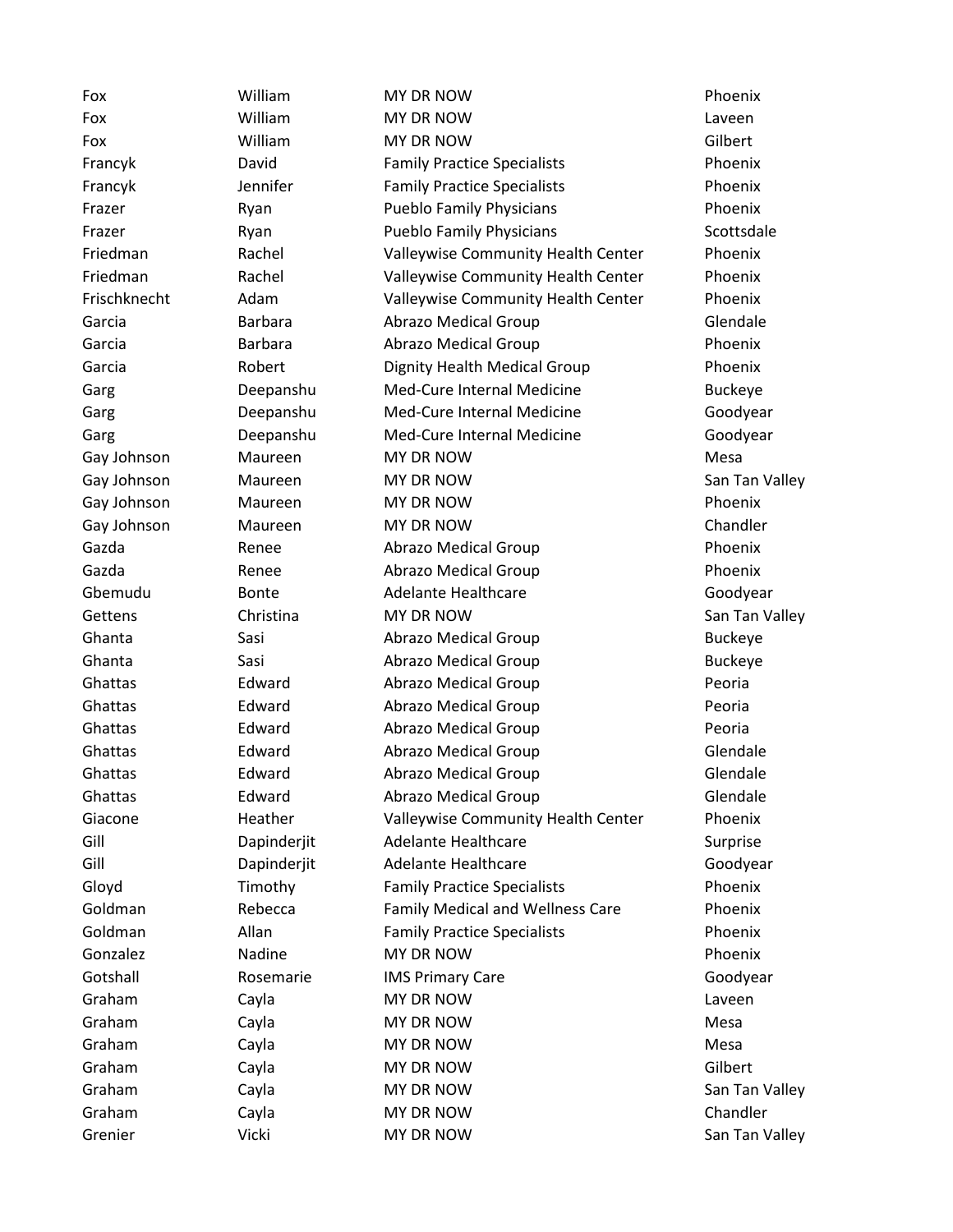| | | | |
|---|---|---|---|
| Fox | William | MY DR NOW | Phoenix |
| Fox | William | MY DR NOW | Laveen |
| Fox | William | MY DR NOW | Gilbert |
| Francyk | David | Family Practice Specialists | Phoenix |
| Francyk | Jennifer | Family Practice Specialists | Phoenix |
| Frazer | Ryan | Pueblo Family Physicians | Phoenix |
| Frazer | Ryan | Pueblo Family Physicians | Scottsdale |
| Friedman | Rachel | Valleywise Community Health Center | Phoenix |
| Friedman | Rachel | Valleywise Community Health Center | Phoenix |
| Frischknecht | Adam | Valleywise Community Health Center | Phoenix |
| Garcia | Barbara | Abrazo Medical Group | Glendale |
| Garcia | Barbara | Abrazo Medical Group | Phoenix |
| Garcia | Robert | Dignity Health Medical Group | Phoenix |
| Garg | Deepanshu | Med-Cure Internal Medicine | Buckeye |
| Garg | Deepanshu | Med-Cure Internal Medicine | Goodyear |
| Garg | Deepanshu | Med-Cure Internal Medicine | Goodyear |
| Gay Johnson | Maureen | MY DR NOW | Mesa |
| Gay Johnson | Maureen | MY DR NOW | San Tan Valley |
| Gay Johnson | Maureen | MY DR NOW | Phoenix |
| Gay Johnson | Maureen | MY DR NOW | Chandler |
| Gazda | Renee | Abrazo Medical Group | Phoenix |
| Gazda | Renee | Abrazo Medical Group | Phoenix |
| Gbemudu | Bonte | Adelante Healthcare | Goodyear |
| Gettens | Christina | MY DR NOW | San Tan Valley |
| Ghanta | Sasi | Abrazo Medical Group | Buckeye |
| Ghanta | Sasi | Abrazo Medical Group | Buckeye |
| Ghattas | Edward | Abrazo Medical Group | Peoria |
| Ghattas | Edward | Abrazo Medical Group | Peoria |
| Ghattas | Edward | Abrazo Medical Group | Peoria |
| Ghattas | Edward | Abrazo Medical Group | Glendale |
| Ghattas | Edward | Abrazo Medical Group | Glendale |
| Ghattas | Edward | Abrazo Medical Group | Glendale |
| Giacone | Heather | Valleywise Community Health Center | Phoenix |
| Gill | Dapinderjit | Adelante Healthcare | Surprise |
| Gill | Dapinderjit | Adelante Healthcare | Goodyear |
| Gloyd | Timothy | Family Practice Specialists | Phoenix |
| Goldman | Rebecca | Family Medical and Wellness Care | Phoenix |
| Goldman | Allan | Family Practice Specialists | Phoenix |
| Gonzalez | Nadine | MY DR NOW | Phoenix |
| Gotshall | Rosemarie | IMS Primary Care | Goodyear |
| Graham | Cayla | MY DR NOW | Laveen |
| Graham | Cayla | MY DR NOW | Mesa |
| Graham | Cayla | MY DR NOW | Mesa |
| Graham | Cayla | MY DR NOW | Gilbert |
| Graham | Cayla | MY DR NOW | San Tan Valley |
| Graham | Cayla | MY DR NOW | Chandler |
| Grenier | Vicki | MY DR NOW | San Tan Valley |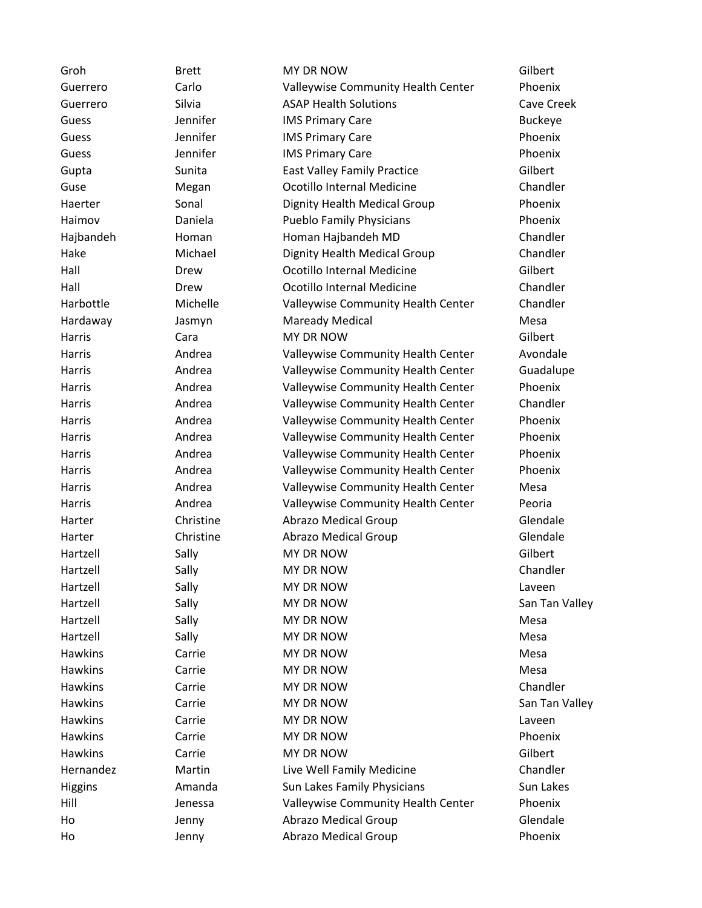| | | | |
|---|---|---|---|
| Groh | Brett | MY DR NOW | Gilbert |
| Guerrero | Carlo | Valleywise Community Health Center | Phoenix |
| Guerrero | Silvia | ASAP Health Solutions | Cave Creek |
| Guess | Jennifer | IMS Primary Care | Buckeye |
| Guess | Jennifer | IMS Primary Care | Phoenix |
| Guess | Jennifer | IMS Primary Care | Phoenix |
| Gupta | Sunita | East Valley Family Practice | Gilbert |
| Guse | Megan | Ocotillo Internal Medicine | Chandler |
| Haerter | Sonal | Dignity Health Medical Group | Phoenix |
| Haimov | Daniela | Pueblo Family Physicians | Phoenix |
| Hajbandeh | Homan | Homan Hajbandeh MD | Chandler |
| Hake | Michael | Dignity Health Medical Group | Chandler |
| Hall | Drew | Ocotillo Internal Medicine | Gilbert |
| Hall | Drew | Ocotillo Internal Medicine | Chandler |
| Harbottle | Michelle | Valleywise Community Health Center | Chandler |
| Hardaway | Jasmyn | Maready Medical | Mesa |
| Harris | Cara | MY DR NOW | Gilbert |
| Harris | Andrea | Valleywise Community Health Center | Avondale |
| Harris | Andrea | Valleywise Community Health Center | Guadalupe |
| Harris | Andrea | Valleywise Community Health Center | Phoenix |
| Harris | Andrea | Valleywise Community Health Center | Chandler |
| Harris | Andrea | Valleywise Community Health Center | Phoenix |
| Harris | Andrea | Valleywise Community Health Center | Phoenix |
| Harris | Andrea | Valleywise Community Health Center | Phoenix |
| Harris | Andrea | Valleywise Community Health Center | Phoenix |
| Harris | Andrea | Valleywise Community Health Center | Mesa |
| Harris | Andrea | Valleywise Community Health Center | Peoria |
| Harter | Christine | Abrazo Medical Group | Glendale |
| Harter | Christine | Abrazo Medical Group | Glendale |
| Hartzell | Sally | MY DR NOW | Gilbert |
| Hartzell | Sally | MY DR NOW | Chandler |
| Hartzell | Sally | MY DR NOW | Laveen |
| Hartzell | Sally | MY DR NOW | San Tan Valley |
| Hartzell | Sally | MY DR NOW | Mesa |
| Hartzell | Sally | MY DR NOW | Mesa |
| Hawkins | Carrie | MY DR NOW | Mesa |
| Hawkins | Carrie | MY DR NOW | Mesa |
| Hawkins | Carrie | MY DR NOW | Chandler |
| Hawkins | Carrie | MY DR NOW | San Tan Valley |
| Hawkins | Carrie | MY DR NOW | Laveen |
| Hawkins | Carrie | MY DR NOW | Phoenix |
| Hawkins | Carrie | MY DR NOW | Gilbert |
| Hernandez | Martin | Live Well Family Medicine | Chandler |
| Higgins | Amanda | Sun Lakes Family Physicians | Sun Lakes |
| Hill | Jenessa | Valleywise Community Health Center | Phoenix |
| Ho | Jenny | Abrazo Medical Group | Glendale |
| Ho | Jenny | Abrazo Medical Group | Phoenix |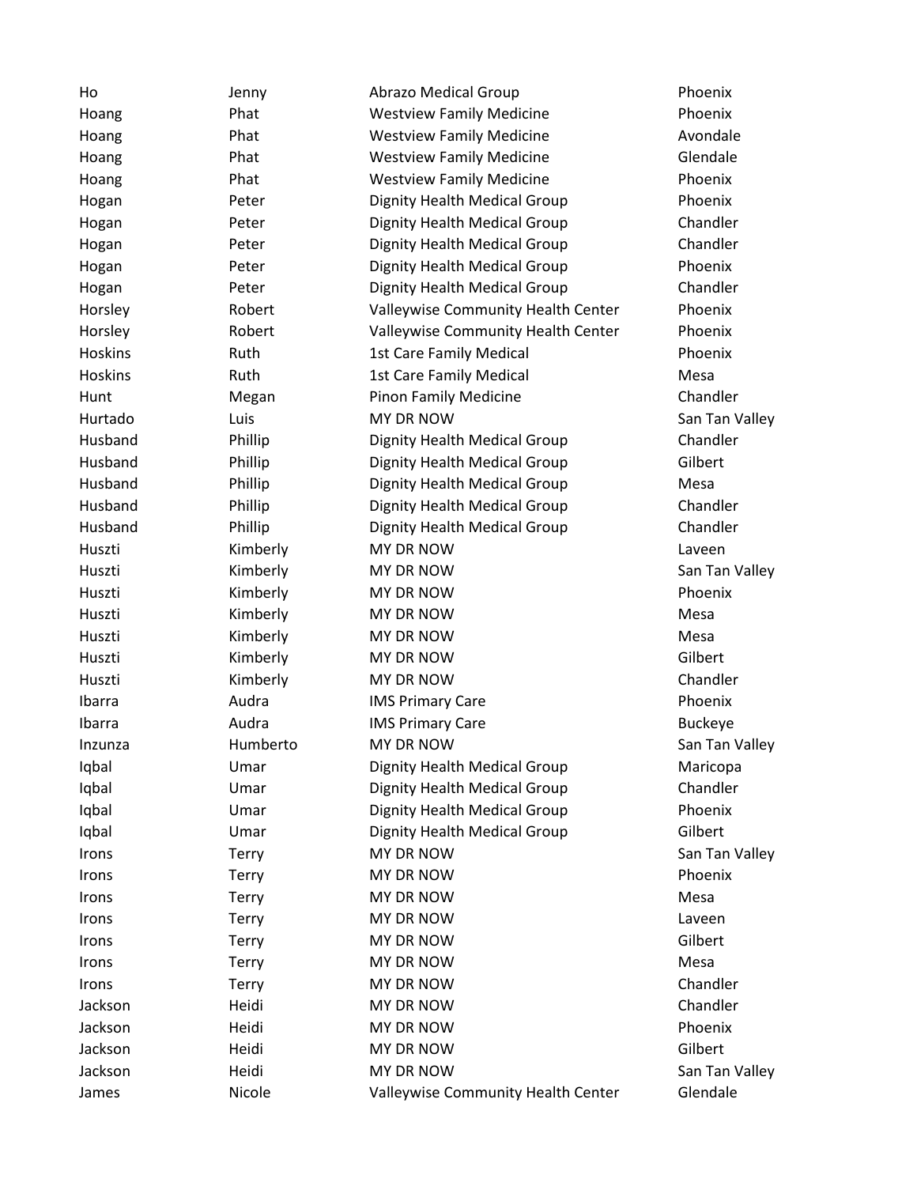| | | | |
|---|---|---|---|
| Ho | Jenny | Abrazo Medical Group | Phoenix |
| Hoang | Phat | Westview Family Medicine | Phoenix |
| Hoang | Phat | Westview Family Medicine | Avondale |
| Hoang | Phat | Westview Family Medicine | Glendale |
| Hoang | Phat | Westview Family Medicine | Phoenix |
| Hogan | Peter | Dignity Health Medical Group | Phoenix |
| Hogan | Peter | Dignity Health Medical Group | Chandler |
| Hogan | Peter | Dignity Health Medical Group | Chandler |
| Hogan | Peter | Dignity Health Medical Group | Phoenix |
| Hogan | Peter | Dignity Health Medical Group | Chandler |
| Horsley | Robert | Valleywise Community Health Center | Phoenix |
| Horsley | Robert | Valleywise Community Health Center | Phoenix |
| Hoskins | Ruth | 1st Care Family Medical | Phoenix |
| Hoskins | Ruth | 1st Care Family Medical | Mesa |
| Hunt | Megan | Pinon Family Medicine | Chandler |
| Hurtado | Luis | MY DR NOW | San Tan Valley |
| Husband | Phillip | Dignity Health Medical Group | Chandler |
| Husband | Phillip | Dignity Health Medical Group | Gilbert |
| Husband | Phillip | Dignity Health Medical Group | Mesa |
| Husband | Phillip | Dignity Health Medical Group | Chandler |
| Husband | Phillip | Dignity Health Medical Group | Chandler |
| Huszti | Kimberly | MY DR NOW | Laveen |
| Huszti | Kimberly | MY DR NOW | San Tan Valley |
| Huszti | Kimberly | MY DR NOW | Phoenix |
| Huszti | Kimberly | MY DR NOW | Mesa |
| Huszti | Kimberly | MY DR NOW | Mesa |
| Huszti | Kimberly | MY DR NOW | Gilbert |
| Huszti | Kimberly | MY DR NOW | Chandler |
| Ibarra | Audra | IMS Primary Care | Phoenix |
| Ibarra | Audra | IMS Primary Care | Buckeye |
| Inzunza | Humberto | MY DR NOW | San Tan Valley |
| Iqbal | Umar | Dignity Health Medical Group | Maricopa |
| Iqbal | Umar | Dignity Health Medical Group | Chandler |
| Iqbal | Umar | Dignity Health Medical Group | Phoenix |
| Iqbal | Umar | Dignity Health Medical Group | Gilbert |
| Irons | Terry | MY DR NOW | San Tan Valley |
| Irons | Terry | MY DR NOW | Phoenix |
| Irons | Terry | MY DR NOW | Mesa |
| Irons | Terry | MY DR NOW | Laveen |
| Irons | Terry | MY DR NOW | Gilbert |
| Irons | Terry | MY DR NOW | Mesa |
| Irons | Terry | MY DR NOW | Chandler |
| Jackson | Heidi | MY DR NOW | Chandler |
| Jackson | Heidi | MY DR NOW | Phoenix |
| Jackson | Heidi | MY DR NOW | Gilbert |
| Jackson | Heidi | MY DR NOW | San Tan Valley |
| James | Nicole | Valleywise Community Health Center | Glendale |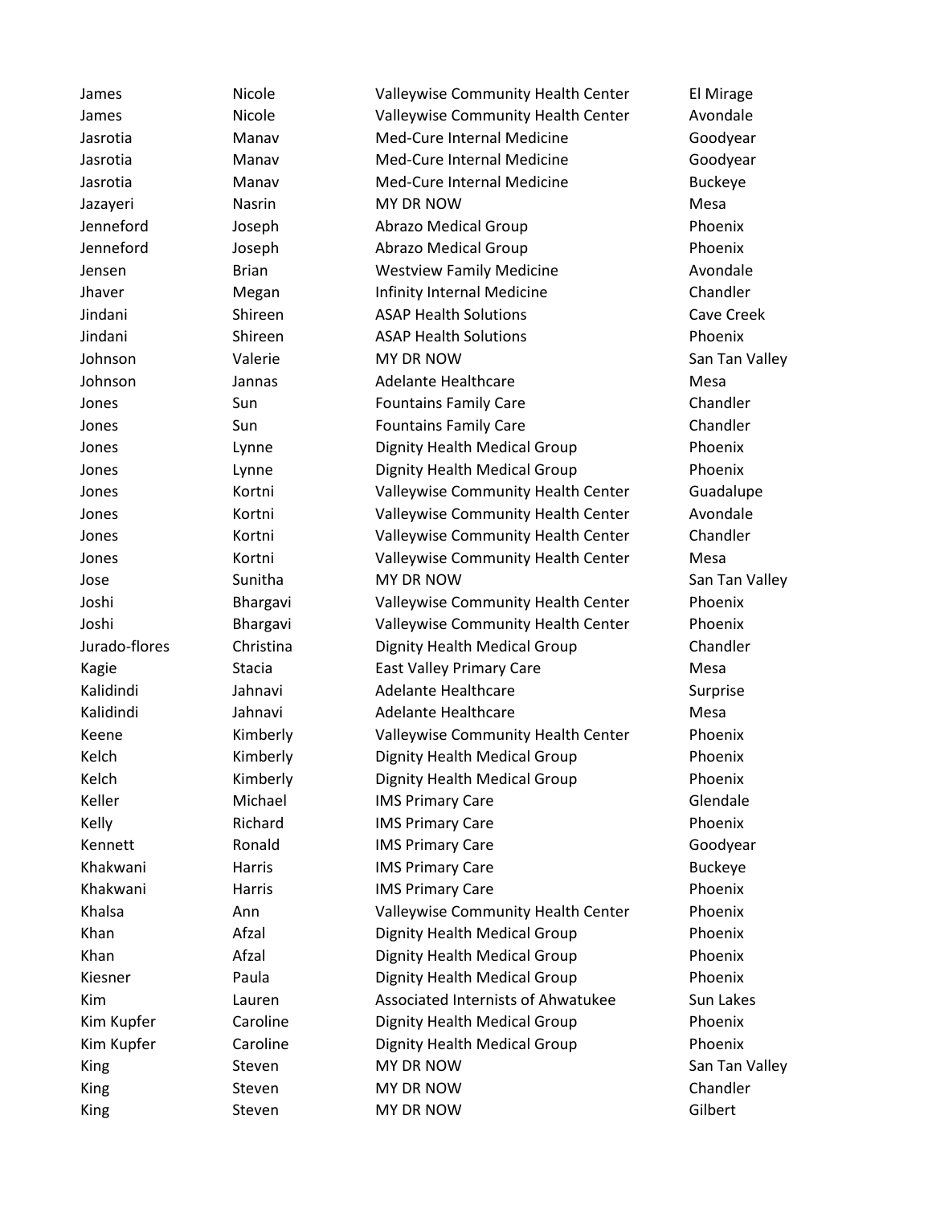| | | | |
|---|---|---|---|
| James | Nicole | Valleywise Community Health Center | El Mirage |
| James | Nicole | Valleywise Community Health Center | Avondale |
| Jasrotia | Manav | Med-Cure Internal Medicine | Goodyear |
| Jasrotia | Manav | Med-Cure Internal Medicine | Goodyear |
| Jasrotia | Manav | Med-Cure Internal Medicine | Buckeye |
| Jazayeri | Nasrin | MY DR NOW | Mesa |
| Jenneford | Joseph | Abrazo Medical Group | Phoenix |
| Jenneford | Joseph | Abrazo Medical Group | Phoenix |
| Jensen | Brian | Westview Family Medicine | Avondale |
| Jhaver | Megan | Infinity Internal Medicine | Chandler |
| Jindani | Shireen | ASAP Health Solutions | Cave Creek |
| Jindani | Shireen | ASAP Health Solutions | Phoenix |
| Johnson | Valerie | MY DR NOW | San Tan Valley |
| Johnson | Jannas | Adelante Healthcare | Mesa |
| Jones | Sun | Fountains Family Care | Chandler |
| Jones | Sun | Fountains Family Care | Chandler |
| Jones | Lynne | Dignity Health Medical Group | Phoenix |
| Jones | Lynne | Dignity Health Medical Group | Phoenix |
| Jones | Kortni | Valleywise Community Health Center | Guadalupe |
| Jones | Kortni | Valleywise Community Health Center | Avondale |
| Jones | Kortni | Valleywise Community Health Center | Chandler |
| Jones | Kortni | Valleywise Community Health Center | Mesa |
| Jose | Sunitha | MY DR NOW | San Tan Valley |
| Joshi | Bhargavi | Valleywise Community Health Center | Phoenix |
| Joshi | Bhargavi | Valleywise Community Health Center | Phoenix |
| Jurado-flores | Christina | Dignity Health Medical Group | Chandler |
| Kagie | Stacia | East Valley Primary Care | Mesa |
| Kalidindi | Jahnavi | Adelante Healthcare | Surprise |
| Kalidindi | Jahnavi | Adelante Healthcare | Mesa |
| Keene | Kimberly | Valleywise Community Health Center | Phoenix |
| Kelch | Kimberly | Dignity Health Medical Group | Phoenix |
| Kelch | Kimberly | Dignity Health Medical Group | Phoenix |
| Keller | Michael | IMS Primary Care | Glendale |
| Kelly | Richard | IMS Primary Care | Phoenix |
| Kennett | Ronald | IMS Primary Care | Goodyear |
| Khakwani | Harris | IMS Primary Care | Buckeye |
| Khakwani | Harris | IMS Primary Care | Phoenix |
| Khalsa | Ann | Valleywise Community Health Center | Phoenix |
| Khan | Afzal | Dignity Health Medical Group | Phoenix |
| Khan | Afzal | Dignity Health Medical Group | Phoenix |
| Kiesner | Paula | Dignity Health Medical Group | Phoenix |
| Kim | Lauren | Associated Internists of Ahwatukee | Sun Lakes |
| Kim Kupfer | Caroline | Dignity Health Medical Group | Phoenix |
| Kim Kupfer | Caroline | Dignity Health Medical Group | Phoenix |
| King | Steven | MY DR NOW | San Tan Valley |
| King | Steven | MY DR NOW | Chandler |
| King | Steven | MY DR NOW | Gilbert |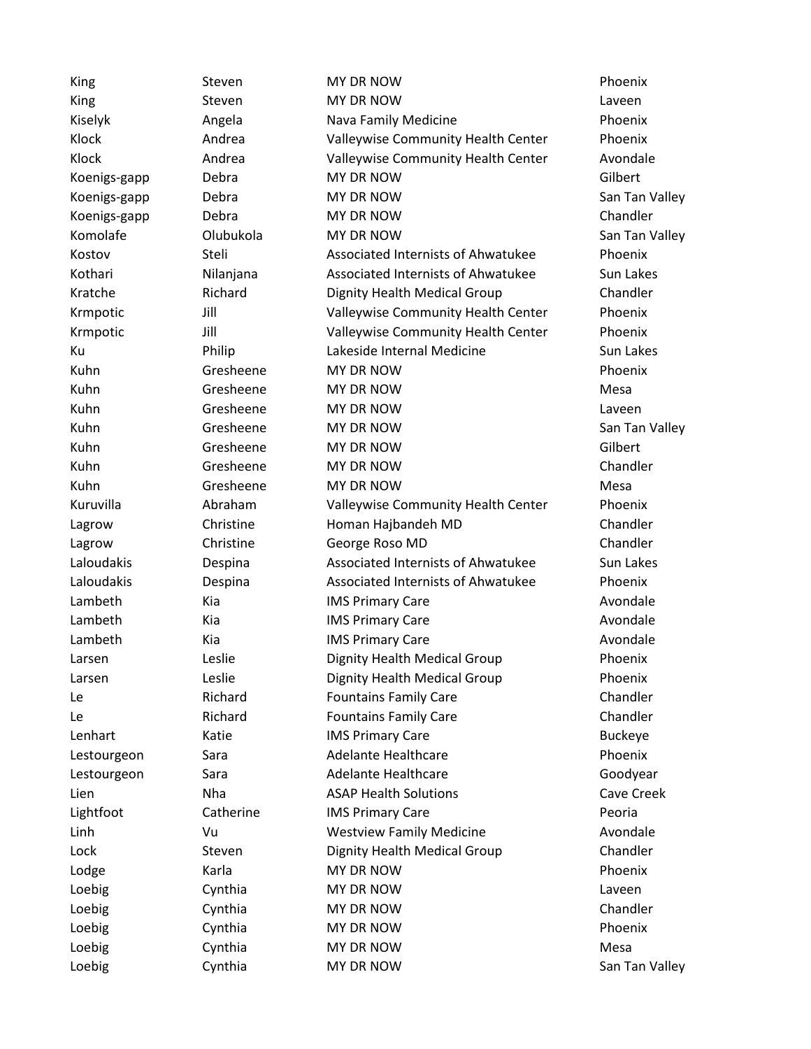| | | | |
|---|---|---|---|
| King | Steven | MY DR NOW | Phoenix |
| King | Steven | MY DR NOW | Laveen |
| Kiselyk | Angela | Nava Family Medicine | Phoenix |
| Klock | Andrea | Valleywise Community Health Center | Phoenix |
| Klock | Andrea | Valleywise Community Health Center | Avondale |
| Koenigs-gapp | Debra | MY DR NOW | Gilbert |
| Koenigs-gapp | Debra | MY DR NOW | San Tan Valley |
| Koenigs-gapp | Debra | MY DR NOW | Chandler |
| Komolafe | Olubukola | MY DR NOW | San Tan Valley |
| Kostov | Steli | Associated Internists of Ahwatukee | Phoenix |
| Kothari | Nilanjana | Associated Internists of Ahwatukee | Sun Lakes |
| Kratche | Richard | Dignity Health Medical Group | Chandler |
| Krmpotic | Jill | Valleywise Community Health Center | Phoenix |
| Krmpotic | Jill | Valleywise Community Health Center | Phoenix |
| Ku | Philip | Lakeside Internal Medicine | Sun Lakes |
| Kuhn | Gresheene | MY DR NOW | Phoenix |
| Kuhn | Gresheene | MY DR NOW | Mesa |
| Kuhn | Gresheene | MY DR NOW | Laveen |
| Kuhn | Gresheene | MY DR NOW | San Tan Valley |
| Kuhn | Gresheene | MY DR NOW | Gilbert |
| Kuhn | Gresheene | MY DR NOW | Chandler |
| Kuhn | Gresheene | MY DR NOW | Mesa |
| Kuruvilla | Abraham | Valleywise Community Health Center | Phoenix |
| Lagrow | Christine | Homan Hajbandeh MD | Chandler |
| Lagrow | Christine | George Roso MD | Chandler |
| Laloudakis | Despina | Associated Internists of Ahwatukee | Sun Lakes |
| Laloudakis | Despina | Associated Internists of Ahwatukee | Phoenix |
| Lambeth | Kia | IMS Primary Care | Avondale |
| Lambeth | Kia | IMS Primary Care | Avondale |
| Lambeth | Kia | IMS Primary Care | Avondale |
| Larsen | Leslie | Dignity Health Medical Group | Phoenix |
| Larsen | Leslie | Dignity Health Medical Group | Phoenix |
| Le | Richard | Fountains Family Care | Chandler |
| Le | Richard | Fountains Family Care | Chandler |
| Lenhart | Katie | IMS Primary Care | Buckeye |
| Lestourgeon | Sara | Adelante Healthcare | Phoenix |
| Lestourgeon | Sara | Adelante Healthcare | Goodyear |
| Lien | Nha | ASAP Health Solutions | Cave Creek |
| Lightfoot | Catherine | IMS Primary Care | Peoria |
| Linh | Vu | Westview Family Medicine | Avondale |
| Lock | Steven | Dignity Health Medical Group | Chandler |
| Lodge | Karla | MY DR NOW | Phoenix |
| Loebig | Cynthia | MY DR NOW | Laveen |
| Loebig | Cynthia | MY DR NOW | Chandler |
| Loebig | Cynthia | MY DR NOW | Phoenix |
| Loebig | Cynthia | MY DR NOW | Mesa |
| Loebig | Cynthia | MY DR NOW | San Tan Valley |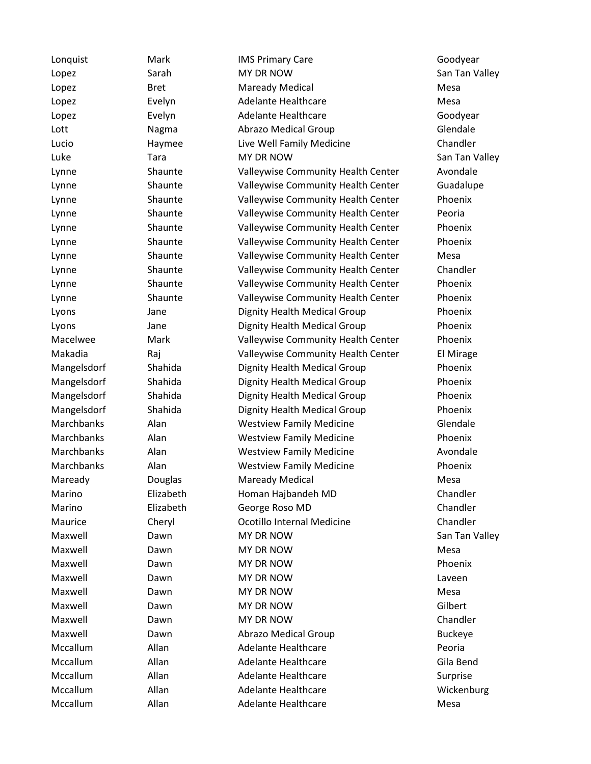| | | | |
|---|---|---|---|
| Lonquist | Mark | IMS Primary Care | Goodyear |
| Lopez | Sarah | MY DR NOW | San Tan Valley |
| Lopez | Bret | Maready Medical | Mesa |
| Lopez | Evelyn | Adelante Healthcare | Mesa |
| Lopez | Evelyn | Adelante Healthcare | Goodyear |
| Lott | Nagma | Abrazo Medical Group | Glendale |
| Lucio | Haymee | Live Well Family Medicine | Chandler |
| Luke | Tara | MY DR NOW | San Tan Valley |
| Lynne | Shaunte | Valleywise Community Health Center | Avondale |
| Lynne | Shaunte | Valleywise Community Health Center | Guadalupe |
| Lynne | Shaunte | Valleywise Community Health Center | Phoenix |
| Lynne | Shaunte | Valleywise Community Health Center | Peoria |
| Lynne | Shaunte | Valleywise Community Health Center | Phoenix |
| Lynne | Shaunte | Valleywise Community Health Center | Phoenix |
| Lynne | Shaunte | Valleywise Community Health Center | Mesa |
| Lynne | Shaunte | Valleywise Community Health Center | Chandler |
| Lynne | Shaunte | Valleywise Community Health Center | Phoenix |
| Lynne | Shaunte | Valleywise Community Health Center | Phoenix |
| Lyons | Jane | Dignity Health Medical Group | Phoenix |
| Lyons | Jane | Dignity Health Medical Group | Phoenix |
| Macelwee | Mark | Valleywise Community Health Center | Phoenix |
| Makadia | Raj | Valleywise Community Health Center | El Mirage |
| Mangelsdorf | Shahida | Dignity Health Medical Group | Phoenix |
| Mangelsdorf | Shahida | Dignity Health Medical Group | Phoenix |
| Mangelsdorf | Shahida | Dignity Health Medical Group | Phoenix |
| Mangelsdorf | Shahida | Dignity Health Medical Group | Phoenix |
| Marchbanks | Alan | Westview Family Medicine | Glendale |
| Marchbanks | Alan | Westview Family Medicine | Phoenix |
| Marchbanks | Alan | Westview Family Medicine | Avondale |
| Marchbanks | Alan | Westview Family Medicine | Phoenix |
| Maready | Douglas | Maready Medical | Mesa |
| Marino | Elizabeth | Homan Hajbandeh MD | Chandler |
| Marino | Elizabeth | George Roso MD | Chandler |
| Maurice | Cheryl | Ocotillo Internal Medicine | Chandler |
| Maxwell | Dawn | MY DR NOW | San Tan Valley |
| Maxwell | Dawn | MY DR NOW | Mesa |
| Maxwell | Dawn | MY DR NOW | Phoenix |
| Maxwell | Dawn | MY DR NOW | Laveen |
| Maxwell | Dawn | MY DR NOW | Mesa |
| Maxwell | Dawn | MY DR NOW | Gilbert |
| Maxwell | Dawn | MY DR NOW | Chandler |
| Maxwell | Dawn | Abrazo Medical Group | Buckeye |
| Mccallum | Allan | Adelante Healthcare | Peoria |
| Mccallum | Allan | Adelante Healthcare | Gila Bend |
| Mccallum | Allan | Adelante Healthcare | Surprise |
| Mccallum | Allan | Adelante Healthcare | Wickenburg |
| Mccallum | Allan | Adelante Healthcare | Mesa |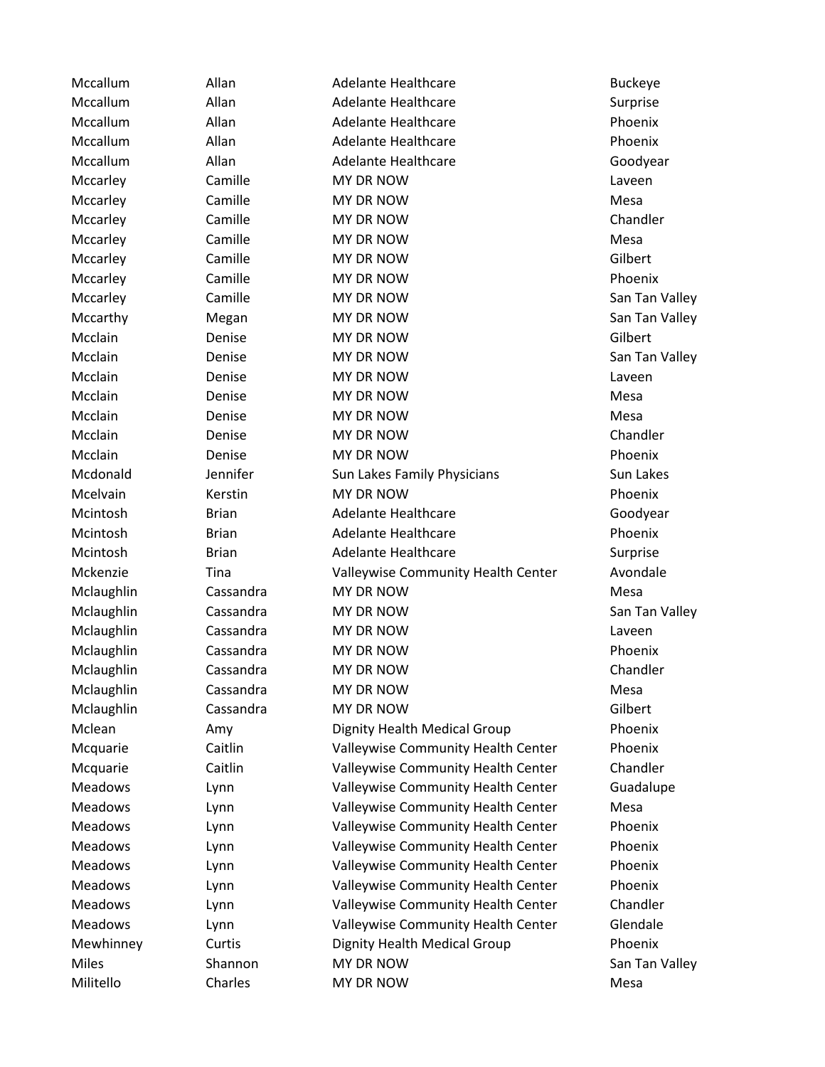| Mccallum | Allan | Adelante Healthcare | Buckeye |
|---|---|---|---|
| Mccallum | Allan | Adelante Healthcare | Surprise |
| Mccallum | Allan | Adelante Healthcare | Phoenix |
| Mccallum | Allan | Adelante Healthcare | Phoenix |
| Mccallum | Allan | Adelante Healthcare | Goodyear |
| Mccarley | Camille | MY DR NOW | Laveen |
| Mccarley | Camille | MY DR NOW | Mesa |
| Mccarley | Camille | MY DR NOW | Chandler |
| Mccarley | Camille | MY DR NOW | Mesa |
| Mccarley | Camille | MY DR NOW | Gilbert |
| Mccarley | Camille | MY DR NOW | Phoenix |
| Mccarley | Camille | MY DR NOW | San Tan Valley |
| Mccarthy | Megan | MY DR NOW | San Tan Valley |
| Mcclain | Denise | MY DR NOW | Gilbert |
| Mcclain | Denise | MY DR NOW | San Tan Valley |
| Mcclain | Denise | MY DR NOW | Laveen |
| Mcclain | Denise | MY DR NOW | Mesa |
| Mcclain | Denise | MY DR NOW | Mesa |
| Mcclain | Denise | MY DR NOW | Chandler |
| Mcclain | Denise | MY DR NOW | Phoenix |
| Mcdonald | Jennifer | Sun Lakes Family Physicians | Sun Lakes |
| Mcelvain | Kerstin | MY DR NOW | Phoenix |
| Mcintosh | Brian | Adelante Healthcare | Goodyear |
| Mcintosh | Brian | Adelante Healthcare | Phoenix |
| Mcintosh | Brian | Adelante Healthcare | Surprise |
| Mckenzie | Tina | Valleywise Community Health Center | Avondale |
| Mclaughlin | Cassandra | MY DR NOW | Mesa |
| Mclaughlin | Cassandra | MY DR NOW | San Tan Valley |
| Mclaughlin | Cassandra | MY DR NOW | Laveen |
| Mclaughlin | Cassandra | MY DR NOW | Phoenix |
| Mclaughlin | Cassandra | MY DR NOW | Chandler |
| Mclaughlin | Cassandra | MY DR NOW | Mesa |
| Mclaughlin | Cassandra | MY DR NOW | Gilbert |
| Mclean | Amy | Dignity Health Medical Group | Phoenix |
| Mcquarie | Caitlin | Valleywise Community Health Center | Phoenix |
| Mcquarie | Caitlin | Valleywise Community Health Center | Chandler |
| Meadows | Lynn | Valleywise Community Health Center | Guadalupe |
| Meadows | Lynn | Valleywise Community Health Center | Mesa |
| Meadows | Lynn | Valleywise Community Health Center | Phoenix |
| Meadows | Lynn | Valleywise Community Health Center | Phoenix |
| Meadows | Lynn | Valleywise Community Health Center | Phoenix |
| Meadows | Lynn | Valleywise Community Health Center | Phoenix |
| Meadows | Lynn | Valleywise Community Health Center | Chandler |
| Meadows | Lynn | Valleywise Community Health Center | Glendale |
| Mewhinney | Curtis | Dignity Health Medical Group | Phoenix |
| Miles | Shannon | MY DR NOW | San Tan Valley |
| Militello | Charles | MY DR NOW | Mesa |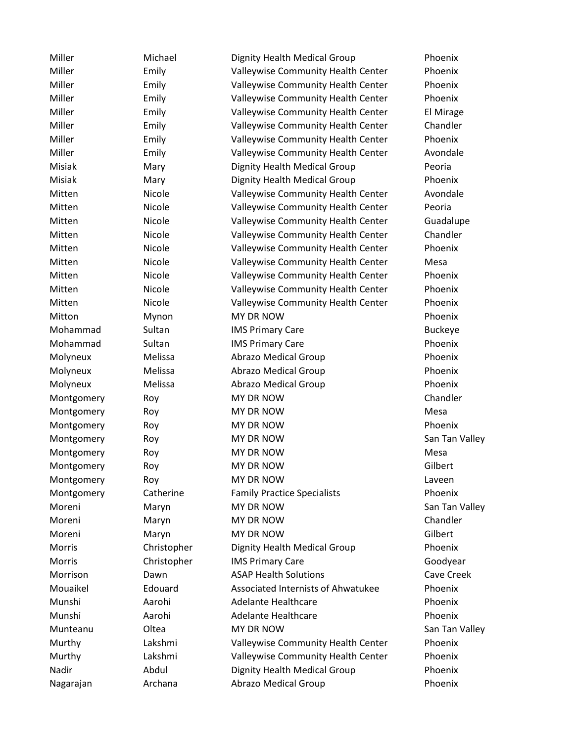| | | | |
|---|---|---|---|
| Miller | Michael | Dignity Health Medical Group | Phoenix |
| Miller | Emily | Valleywise Community Health Center | Phoenix |
| Miller | Emily | Valleywise Community Health Center | Phoenix |
| Miller | Emily | Valleywise Community Health Center | Phoenix |
| Miller | Emily | Valleywise Community Health Center | El Mirage |
| Miller | Emily | Valleywise Community Health Center | Chandler |
| Miller | Emily | Valleywise Community Health Center | Phoenix |
| Miller | Emily | Valleywise Community Health Center | Avondale |
| Misiak | Mary | Dignity Health Medical Group | Peoria |
| Misiak | Mary | Dignity Health Medical Group | Phoenix |
| Mitten | Nicole | Valleywise Community Health Center | Avondale |
| Mitten | Nicole | Valleywise Community Health Center | Peoria |
| Mitten | Nicole | Valleywise Community Health Center | Guadalupe |
| Mitten | Nicole | Valleywise Community Health Center | Chandler |
| Mitten | Nicole | Valleywise Community Health Center | Phoenix |
| Mitten | Nicole | Valleywise Community Health Center | Mesa |
| Mitten | Nicole | Valleywise Community Health Center | Phoenix |
| Mitten | Nicole | Valleywise Community Health Center | Phoenix |
| Mitten | Nicole | Valleywise Community Health Center | Phoenix |
| Mitton | Mynon | MY DR NOW | Phoenix |
| Mohammad | Sultan | IMS Primary Care | Buckeye |
| Mohammad | Sultan | IMS Primary Care | Phoenix |
| Molyneux | Melissa | Abrazo Medical Group | Phoenix |
| Molyneux | Melissa | Abrazo Medical Group | Phoenix |
| Molyneux | Melissa | Abrazo Medical Group | Phoenix |
| Montgomery | Roy | MY DR NOW | Chandler |
| Montgomery | Roy | MY DR NOW | Mesa |
| Montgomery | Roy | MY DR NOW | Phoenix |
| Montgomery | Roy | MY DR NOW | San Tan Valley |
| Montgomery | Roy | MY DR NOW | Mesa |
| Montgomery | Roy | MY DR NOW | Gilbert |
| Montgomery | Roy | MY DR NOW | Laveen |
| Montgomery | Catherine | Family Practice Specialists | Phoenix |
| Moreni | Maryn | MY DR NOW | San Tan Valley |
| Moreni | Maryn | MY DR NOW | Chandler |
| Moreni | Maryn | MY DR NOW | Gilbert |
| Morris | Christopher | Dignity Health Medical Group | Phoenix |
| Morris | Christopher | IMS Primary Care | Goodyear |
| Morrison | Dawn | ASAP Health Solutions | Cave Creek |
| Mouaikel | Edouard | Associated Internists of Ahwatukee | Phoenix |
| Munshi | Aarohi | Adelante Healthcare | Phoenix |
| Munshi | Aarohi | Adelante Healthcare | Phoenix |
| Munteanu | Oltea | MY DR NOW | San Tan Valley |
| Murthy | Lakshmi | Valleywise Community Health Center | Phoenix |
| Murthy | Lakshmi | Valleywise Community Health Center | Phoenix |
| Nadir | Abdul | Dignity Health Medical Group | Phoenix |
| Nagarajan | Archana | Abrazo Medical Group | Phoenix |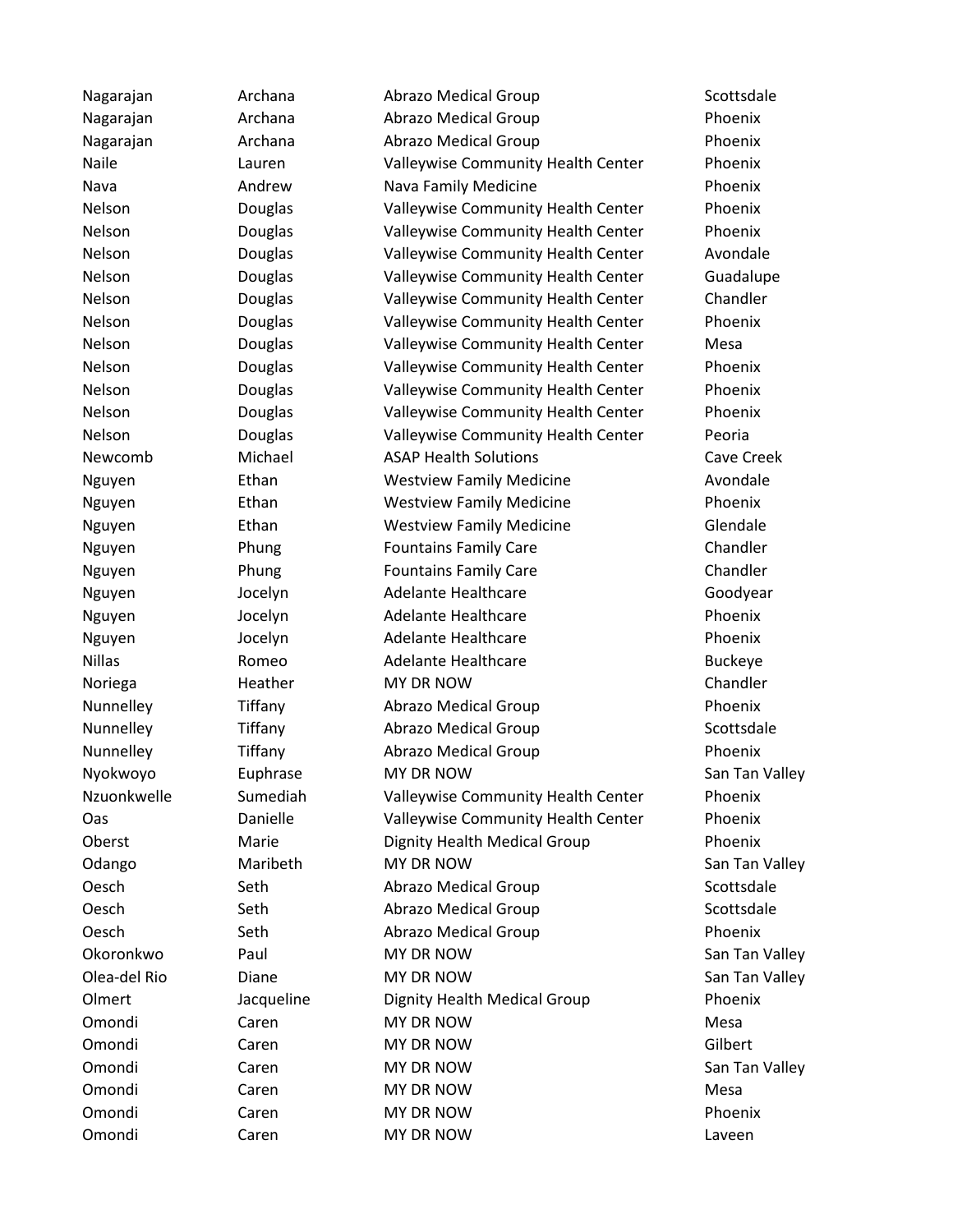| | | | |
|---|---|---|---|
| Nagarajan | Archana | Abrazo Medical Group | Scottsdale |
| Nagarajan | Archana | Abrazo Medical Group | Phoenix |
| Nagarajan | Archana | Abrazo Medical Group | Phoenix |
| Naile | Lauren | Valleywise Community Health Center | Phoenix |
| Nava | Andrew | Nava Family Medicine | Phoenix |
| Nelson | Douglas | Valleywise Community Health Center | Phoenix |
| Nelson | Douglas | Valleywise Community Health Center | Phoenix |
| Nelson | Douglas | Valleywise Community Health Center | Avondale |
| Nelson | Douglas | Valleywise Community Health Center | Guadalupe |
| Nelson | Douglas | Valleywise Community Health Center | Chandler |
| Nelson | Douglas | Valleywise Community Health Center | Phoenix |
| Nelson | Douglas | Valleywise Community Health Center | Mesa |
| Nelson | Douglas | Valleywise Community Health Center | Phoenix |
| Nelson | Douglas | Valleywise Community Health Center | Phoenix |
| Nelson | Douglas | Valleywise Community Health Center | Phoenix |
| Nelson | Douglas | Valleywise Community Health Center | Peoria |
| Newcomb | Michael | ASAP Health Solutions | Cave Creek |
| Nguyen | Ethan | Westview Family Medicine | Avondale |
| Nguyen | Ethan | Westview Family Medicine | Phoenix |
| Nguyen | Ethan | Westview Family Medicine | Glendale |
| Nguyen | Phung | Fountains Family Care | Chandler |
| Nguyen | Phung | Fountains Family Care | Chandler |
| Nguyen | Jocelyn | Adelante Healthcare | Goodyear |
| Nguyen | Jocelyn | Adelante Healthcare | Phoenix |
| Nguyen | Jocelyn | Adelante Healthcare | Phoenix |
| Nillas | Romeo | Adelante Healthcare | Buckeye |
| Noriega | Heather | MY DR NOW | Chandler |
| Nunnelley | Tiffany | Abrazo Medical Group | Phoenix |
| Nunnelley | Tiffany | Abrazo Medical Group | Scottsdale |
| Nunnelley | Tiffany | Abrazo Medical Group | Phoenix |
| Nyokwoyo | Euphrase | MY DR NOW | San Tan Valley |
| Nzuonkwelle | Sumediah | Valleywise Community Health Center | Phoenix |
| Oas | Danielle | Valleywise Community Health Center | Phoenix |
| Oberst | Marie | Dignity Health Medical Group | Phoenix |
| Odango | Maribeth | MY DR NOW | San Tan Valley |
| Oesch | Seth | Abrazo Medical Group | Scottsdale |
| Oesch | Seth | Abrazo Medical Group | Scottsdale |
| Oesch | Seth | Abrazo Medical Group | Phoenix |
| Okoronkwo | Paul | MY DR NOW | San Tan Valley |
| Olea-del Rio | Diane | MY DR NOW | San Tan Valley |
| Olmert | Jacqueline | Dignity Health Medical Group | Phoenix |
| Omondi | Caren | MY DR NOW | Mesa |
| Omondi | Caren | MY DR NOW | Gilbert |
| Omondi | Caren | MY DR NOW | San Tan Valley |
| Omondi | Caren | MY DR NOW | Mesa |
| Omondi | Caren | MY DR NOW | Phoenix |
| Omondi | Caren | MY DR NOW | Laveen |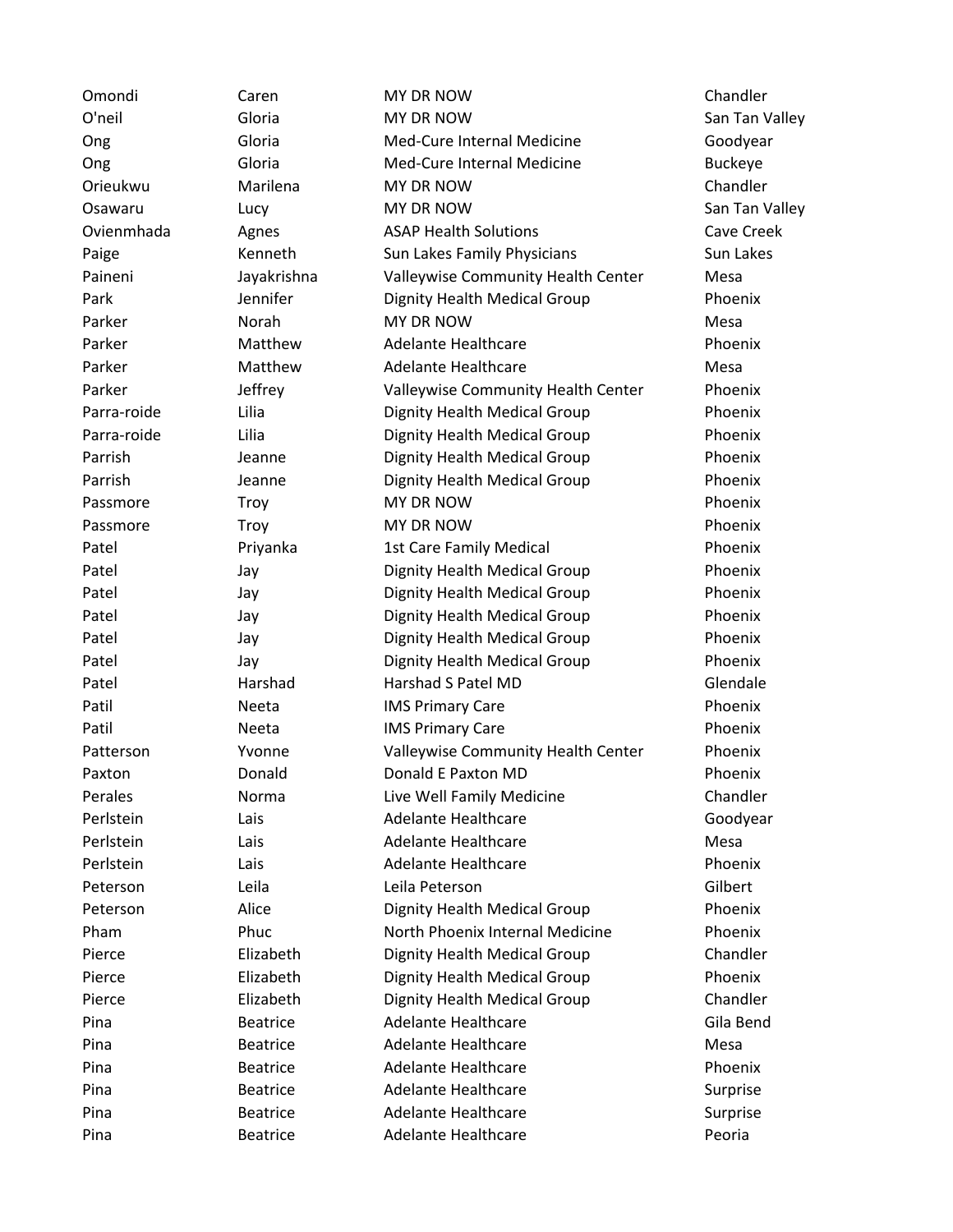| | | | |
|---|---|---|---|
| Omondi | Caren | MY DR NOW | Chandler |
| O'neil | Gloria | MY DR NOW | San Tan Valley |
| Ong | Gloria | Med-Cure Internal Medicine | Goodyear |
| Ong | Gloria | Med-Cure Internal Medicine | Buckeye |
| Orieukwu | Marilena | MY DR NOW | Chandler |
| Osawaru | Lucy | MY DR NOW | San Tan Valley |
| Ovienmhada | Agnes | ASAP Health Solutions | Cave Creek |
| Paige | Kenneth | Sun Lakes Family Physicians | Sun Lakes |
| Paineni | Jayakrishna | Valleywise Community Health Center | Mesa |
| Park | Jennifer | Dignity Health Medical Group | Phoenix |
| Parker | Norah | MY DR NOW | Mesa |
| Parker | Matthew | Adelante Healthcare | Phoenix |
| Parker | Matthew | Adelante Healthcare | Mesa |
| Parker | Jeffrey | Valleywise Community Health Center | Phoenix |
| Parra-roide | Lilia | Dignity Health Medical Group | Phoenix |
| Parra-roide | Lilia | Dignity Health Medical Group | Phoenix |
| Parrish | Jeanne | Dignity Health Medical Group | Phoenix |
| Parrish | Jeanne | Dignity Health Medical Group | Phoenix |
| Passmore | Troy | MY DR NOW | Phoenix |
| Passmore | Troy | MY DR NOW | Phoenix |
| Patel | Priyanka | 1st Care Family Medical | Phoenix |
| Patel | Jay | Dignity Health Medical Group | Phoenix |
| Patel | Jay | Dignity Health Medical Group | Phoenix |
| Patel | Jay | Dignity Health Medical Group | Phoenix |
| Patel | Jay | Dignity Health Medical Group | Phoenix |
| Patel | Jay | Dignity Health Medical Group | Phoenix |
| Patel | Harshad | Harshad S Patel MD | Glendale |
| Patil | Neeta | IMS Primary Care | Phoenix |
| Patil | Neeta | IMS Primary Care | Phoenix |
| Patterson | Yvonne | Valleywise Community Health Center | Phoenix |
| Paxton | Donald | Donald E Paxton MD | Phoenix |
| Perales | Norma | Live Well Family Medicine | Chandler |
| Perlstein | Lais | Adelante Healthcare | Goodyear |
| Perlstein | Lais | Adelante Healthcare | Mesa |
| Perlstein | Lais | Adelante Healthcare | Phoenix |
| Peterson | Leila | Leila Peterson | Gilbert |
| Peterson | Alice | Dignity Health Medical Group | Phoenix |
| Pham | Phuc | North Phoenix Internal Medicine | Phoenix |
| Pierce | Elizabeth | Dignity Health Medical Group | Chandler |
| Pierce | Elizabeth | Dignity Health Medical Group | Phoenix |
| Pierce | Elizabeth | Dignity Health Medical Group | Chandler |
| Pina | Beatrice | Adelante Healthcare | Gila Bend |
| Pina | Beatrice | Adelante Healthcare | Mesa |
| Pina | Beatrice | Adelante Healthcare | Phoenix |
| Pina | Beatrice | Adelante Healthcare | Surprise |
| Pina | Beatrice | Adelante Healthcare | Surprise |
| Pina | Beatrice | Adelante Healthcare | Peoria |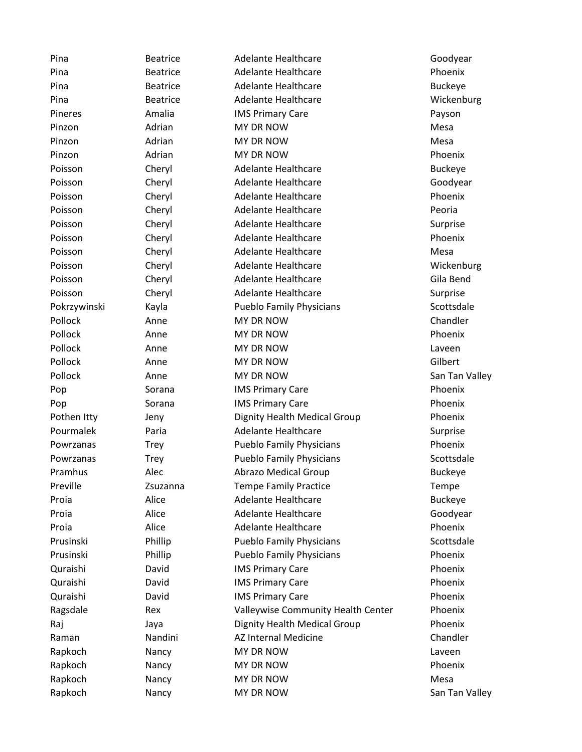| Pina | Beatrice | Adelante Healthcare | Goodyear |
|---|---|---|---|
| Pina | Beatrice | Adelante Healthcare | Phoenix |
| Pina | Beatrice | Adelante Healthcare | Buckeye |
| Pina | Beatrice | Adelante Healthcare | Wickenburg |
| Pineres | Amalia | IMS Primary Care | Payson |
| Pinzon | Adrian | MY DR NOW | Mesa |
| Pinzon | Adrian | MY DR NOW | Mesa |
| Pinzon | Adrian | MY DR NOW | Phoenix |
| Poisson | Cheryl | Adelante Healthcare | Buckeye |
| Poisson | Cheryl | Adelante Healthcare | Goodyear |
| Poisson | Cheryl | Adelante Healthcare | Phoenix |
| Poisson | Cheryl | Adelante Healthcare | Peoria |
| Poisson | Cheryl | Adelante Healthcare | Surprise |
| Poisson | Cheryl | Adelante Healthcare | Phoenix |
| Poisson | Cheryl | Adelante Healthcare | Mesa |
| Poisson | Cheryl | Adelante Healthcare | Wickenburg |
| Poisson | Cheryl | Adelante Healthcare | Gila Bend |
| Poisson | Cheryl | Adelante Healthcare | Surprise |
| Pokrzywinski | Kayla | Pueblo Family Physicians | Scottsdale |
| Pollock | Anne | MY DR NOW | Chandler |
| Pollock | Anne | MY DR NOW | Phoenix |
| Pollock | Anne | MY DR NOW | Laveen |
| Pollock | Anne | MY DR NOW | Gilbert |
| Pollock | Anne | MY DR NOW | San Tan Valley |
| Pop | Sorana | IMS Primary Care | Phoenix |
| Pop | Sorana | IMS Primary Care | Phoenix |
| Pothen Itty | Jeny | Dignity Health Medical Group | Phoenix |
| Pourmalek | Paria | Adelante Healthcare | Surprise |
| Powrzanas | Trey | Pueblo Family Physicians | Phoenix |
| Powrzanas | Trey | Pueblo Family Physicians | Scottsdale |
| Pramhus | Alec | Abrazo Medical Group | Buckeye |
| Preville | Zsuzanna | Tempe Family Practice | Tempe |
| Proia | Alice | Adelante Healthcare | Buckeye |
| Proia | Alice | Adelante Healthcare | Goodyear |
| Proia | Alice | Adelante Healthcare | Phoenix |
| Prusinski | Phillip | Pueblo Family Physicians | Scottsdale |
| Prusinski | Phillip | Pueblo Family Physicians | Phoenix |
| Quraishi | David | IMS Primary Care | Phoenix |
| Quraishi | David | IMS Primary Care | Phoenix |
| Quraishi | David | IMS Primary Care | Phoenix |
| Ragsdale | Rex | Valleywise Community Health Center | Phoenix |
| Raj | Jaya | Dignity Health Medical Group | Phoenix |
| Raman | Nandini | AZ Internal Medicine | Chandler |
| Rapkoch | Nancy | MY DR NOW | Laveen |
| Rapkoch | Nancy | MY DR NOW | Phoenix |
| Rapkoch | Nancy | MY DR NOW | Mesa |
| Rapkoch | Nancy | MY DR NOW | San Tan Valley |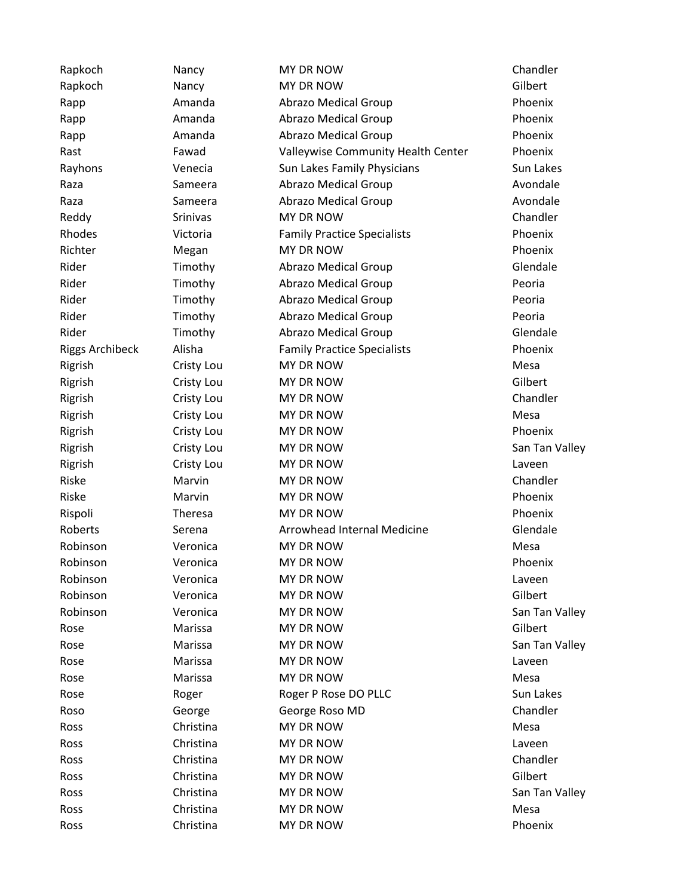| | | | |
|---|---|---|---|
| Rapkoch | Nancy | MY DR NOW | Chandler |
| Rapkoch | Nancy | MY DR NOW | Gilbert |
| Rapp | Amanda | Abrazo Medical Group | Phoenix |
| Rapp | Amanda | Abrazo Medical Group | Phoenix |
| Rapp | Amanda | Abrazo Medical Group | Phoenix |
| Rast | Fawad | Valleywise Community Health Center | Phoenix |
| Rayhons | Venecia | Sun Lakes Family Physicians | Sun Lakes |
| Raza | Sameera | Abrazo Medical Group | Avondale |
| Raza | Sameera | Abrazo Medical Group | Avondale |
| Reddy | Srinivas | MY DR NOW | Chandler |
| Rhodes | Victoria | Family Practice Specialists | Phoenix |
| Richter | Megan | MY DR NOW | Phoenix |
| Rider | Timothy | Abrazo Medical Group | Glendale |
| Rider | Timothy | Abrazo Medical Group | Peoria |
| Rider | Timothy | Abrazo Medical Group | Peoria |
| Rider | Timothy | Abrazo Medical Group | Peoria |
| Rider | Timothy | Abrazo Medical Group | Glendale |
| Riggs Archibeck | Alisha | Family Practice Specialists | Phoenix |
| Rigrish | Cristy Lou | MY DR NOW | Mesa |
| Rigrish | Cristy Lou | MY DR NOW | Gilbert |
| Rigrish | Cristy Lou | MY DR NOW | Chandler |
| Rigrish | Cristy Lou | MY DR NOW | Mesa |
| Rigrish | Cristy Lou | MY DR NOW | Phoenix |
| Rigrish | Cristy Lou | MY DR NOW | San Tan Valley |
| Rigrish | Cristy Lou | MY DR NOW | Laveen |
| Riske | Marvin | MY DR NOW | Chandler |
| Riske | Marvin | MY DR NOW | Phoenix |
| Rispoli | Theresa | MY DR NOW | Phoenix |
| Roberts | Serena | Arrowhead Internal Medicine | Glendale |
| Robinson | Veronica | MY DR NOW | Mesa |
| Robinson | Veronica | MY DR NOW | Phoenix |
| Robinson | Veronica | MY DR NOW | Laveen |
| Robinson | Veronica | MY DR NOW | Gilbert |
| Robinson | Veronica | MY DR NOW | San Tan Valley |
| Rose | Marissa | MY DR NOW | Gilbert |
| Rose | Marissa | MY DR NOW | San Tan Valley |
| Rose | Marissa | MY DR NOW | Laveen |
| Rose | Marissa | MY DR NOW | Mesa |
| Rose | Roger | Roger P Rose DO PLLC | Sun Lakes |
| Roso | George | George Roso MD | Chandler |
| Ross | Christina | MY DR NOW | Mesa |
| Ross | Christina | MY DR NOW | Laveen |
| Ross | Christina | MY DR NOW | Chandler |
| Ross | Christina | MY DR NOW | Gilbert |
| Ross | Christina | MY DR NOW | San Tan Valley |
| Ross | Christina | MY DR NOW | Mesa |
| Ross | Christina | MY DR NOW | Phoenix |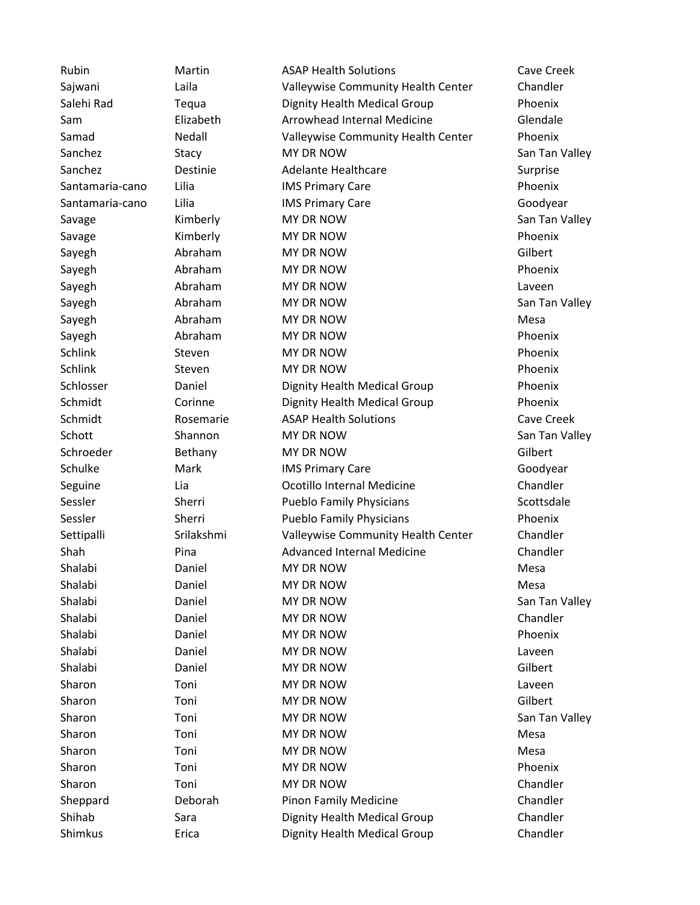| | | | |
|---|---|---|---|
| Rubin | Martin | ASAP Health Solutions | Cave Creek |
| Sajwani | Laila | Valleywise Community Health Center | Chandler |
| Salehi Rad | Tequa | Dignity Health Medical Group | Phoenix |
| Sam | Elizabeth | Arrowhead Internal Medicine | Glendale |
| Samad | Nedall | Valleywise Community Health Center | Phoenix |
| Sanchez | Stacy | MY DR NOW | San Tan Valley |
| Sanchez | Destinie | Adelante Healthcare | Surprise |
| Santamaria-cano | Lilia | IMS Primary Care | Phoenix |
| Santamaria-cano | Lilia | IMS Primary Care | Goodyear |
| Savage | Kimberly | MY DR NOW | San Tan Valley |
| Savage | Kimberly | MY DR NOW | Phoenix |
| Sayegh | Abraham | MY DR NOW | Gilbert |
| Sayegh | Abraham | MY DR NOW | Phoenix |
| Sayegh | Abraham | MY DR NOW | Laveen |
| Sayegh | Abraham | MY DR NOW | San Tan Valley |
| Sayegh | Abraham | MY DR NOW | Mesa |
| Sayegh | Abraham | MY DR NOW | Phoenix |
| Schlink | Steven | MY DR NOW | Phoenix |
| Schlink | Steven | MY DR NOW | Phoenix |
| Schlosser | Daniel | Dignity Health Medical Group | Phoenix |
| Schmidt | Corinne | Dignity Health Medical Group | Phoenix |
| Schmidt | Rosemarie | ASAP Health Solutions | Cave Creek |
| Schott | Shannon | MY DR NOW | San Tan Valley |
| Schroeder | Bethany | MY DR NOW | Gilbert |
| Schulke | Mark | IMS Primary Care | Goodyear |
| Seguine | Lia | Ocotillo Internal Medicine | Chandler |
| Sessler | Sherri | Pueblo Family Physicians | Scottsdale |
| Sessler | Sherri | Pueblo Family Physicians | Phoenix |
| Settipalli | Srilakshmi | Valleywise Community Health Center | Chandler |
| Shah | Pina | Advanced Internal Medicine | Chandler |
| Shalabi | Daniel | MY DR NOW | Mesa |
| Shalabi | Daniel | MY DR NOW | Mesa |
| Shalabi | Daniel | MY DR NOW | San Tan Valley |
| Shalabi | Daniel | MY DR NOW | Chandler |
| Shalabi | Daniel | MY DR NOW | Phoenix |
| Shalabi | Daniel | MY DR NOW | Laveen |
| Shalabi | Daniel | MY DR NOW | Gilbert |
| Sharon | Toni | MY DR NOW | Laveen |
| Sharon | Toni | MY DR NOW | Gilbert |
| Sharon | Toni | MY DR NOW | San Tan Valley |
| Sharon | Toni | MY DR NOW | Mesa |
| Sharon | Toni | MY DR NOW | Mesa |
| Sharon | Toni | MY DR NOW | Phoenix |
| Sharon | Toni | MY DR NOW | Chandler |
| Sheppard | Deborah | Pinon Family Medicine | Chandler |
| Shihab | Sara | Dignity Health Medical Group | Chandler |
| Shimkus | Erica | Dignity Health Medical Group | Chandler |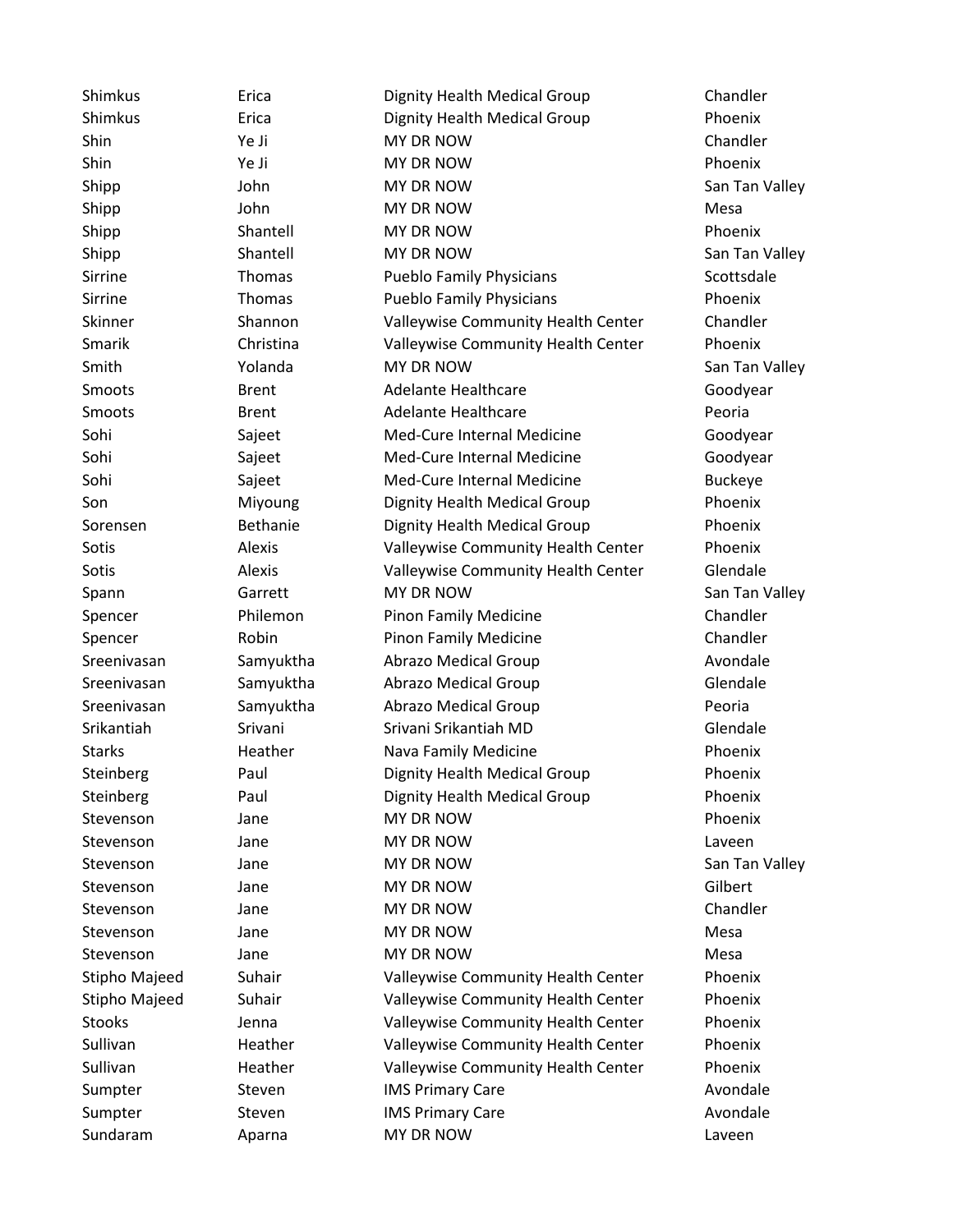| | | | |
|---|---|---|---|
| Shimkus | Erica | Dignity Health Medical Group | Chandler |
| Shimkus | Erica | Dignity Health Medical Group | Phoenix |
| Shin | Ye Ji | MY DR NOW | Chandler |
| Shin | Ye Ji | MY DR NOW | Phoenix |
| Shipp | John | MY DR NOW | San Tan Valley |
| Shipp | John | MY DR NOW | Mesa |
| Shipp | Shantell | MY DR NOW | Phoenix |
| Shipp | Shantell | MY DR NOW | San Tan Valley |
| Sirrine | Thomas | Pueblo Family Physicians | Scottsdale |
| Sirrine | Thomas | Pueblo Family Physicians | Phoenix |
| Skinner | Shannon | Valleywise Community Health Center | Chandler |
| Smarik | Christina | Valleywise Community Health Center | Phoenix |
| Smith | Yolanda | MY DR NOW | San Tan Valley |
| Smoots | Brent | Adelante Healthcare | Goodyear |
| Smoots | Brent | Adelante Healthcare | Peoria |
| Sohi | Sajeet | Med-Cure Internal Medicine | Goodyear |
| Sohi | Sajeet | Med-Cure Internal Medicine | Goodyear |
| Sohi | Sajeet | Med-Cure Internal Medicine | Buckeye |
| Son | Miyoung | Dignity Health Medical Group | Phoenix |
| Sorensen | Bethanie | Dignity Health Medical Group | Phoenix |
| Sotis | Alexis | Valleywise Community Health Center | Phoenix |
| Sotis | Alexis | Valleywise Community Health Center | Glendale |
| Spann | Garrett | MY DR NOW | San Tan Valley |
| Spencer | Philemon | Pinon Family Medicine | Chandler |
| Spencer | Robin | Pinon Family Medicine | Chandler |
| Sreenivasan | Samyuktha | Abrazo Medical Group | Avondale |
| Sreenivasan | Samyuktha | Abrazo Medical Group | Glendale |
| Sreenivasan | Samyuktha | Abrazo Medical Group | Peoria |
| Srikantiah | Srivani | Srivani Srikantiah MD | Glendale |
| Starks | Heather | Nava Family Medicine | Phoenix |
| Steinberg | Paul | Dignity Health Medical Group | Phoenix |
| Steinberg | Paul | Dignity Health Medical Group | Phoenix |
| Stevenson | Jane | MY DR NOW | Phoenix |
| Stevenson | Jane | MY DR NOW | Laveen |
| Stevenson | Jane | MY DR NOW | San Tan Valley |
| Stevenson | Jane | MY DR NOW | Gilbert |
| Stevenson | Jane | MY DR NOW | Chandler |
| Stevenson | Jane | MY DR NOW | Mesa |
| Stevenson | Jane | MY DR NOW | Mesa |
| Stipho Majeed | Suhair | Valleywise Community Health Center | Phoenix |
| Stipho Majeed | Suhair | Valleywise Community Health Center | Phoenix |
| Stooks | Jenna | Valleywise Community Health Center | Phoenix |
| Sullivan | Heather | Valleywise Community Health Center | Phoenix |
| Sullivan | Heather | Valleywise Community Health Center | Phoenix |
| Sumpter | Steven | IMS Primary Care | Avondale |
| Sumpter | Steven | IMS Primary Care | Avondale |
| Sundaram | Aparna | MY DR NOW | Laveen |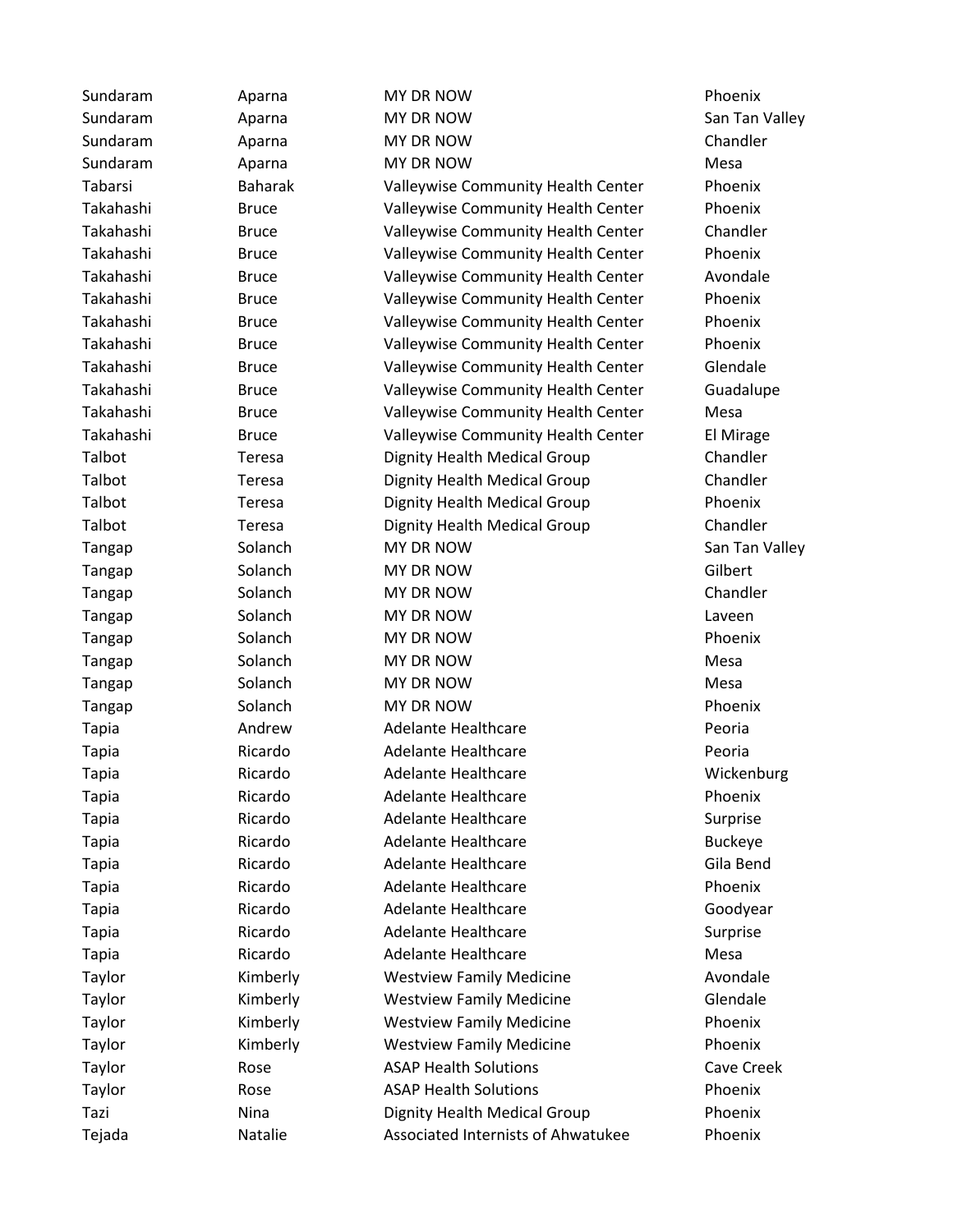| | | | |
|---|---|---|---|
| Sundaram | Aparna | MY DR NOW | Phoenix |
| Sundaram | Aparna | MY DR NOW | San Tan Valley |
| Sundaram | Aparna | MY DR NOW | Chandler |
| Sundaram | Aparna | MY DR NOW | Mesa |
| Tabarsi | Baharak | Valleywise Community Health Center | Phoenix |
| Takahashi | Bruce | Valleywise Community Health Center | Phoenix |
| Takahashi | Bruce | Valleywise Community Health Center | Chandler |
| Takahashi | Bruce | Valleywise Community Health Center | Phoenix |
| Takahashi | Bruce | Valleywise Community Health Center | Avondale |
| Takahashi | Bruce | Valleywise Community Health Center | Phoenix |
| Takahashi | Bruce | Valleywise Community Health Center | Phoenix |
| Takahashi | Bruce | Valleywise Community Health Center | Phoenix |
| Takahashi | Bruce | Valleywise Community Health Center | Glendale |
| Takahashi | Bruce | Valleywise Community Health Center | Guadalupe |
| Takahashi | Bruce | Valleywise Community Health Center | Mesa |
| Takahashi | Bruce | Valleywise Community Health Center | El Mirage |
| Talbot | Teresa | Dignity Health Medical Group | Chandler |
| Talbot | Teresa | Dignity Health Medical Group | Chandler |
| Talbot | Teresa | Dignity Health Medical Group | Phoenix |
| Talbot | Teresa | Dignity Health Medical Group | Chandler |
| Tangap | Solanch | MY DR NOW | San Tan Valley |
| Tangap | Solanch | MY DR NOW | Gilbert |
| Tangap | Solanch | MY DR NOW | Chandler |
| Tangap | Solanch | MY DR NOW | Laveen |
| Tangap | Solanch | MY DR NOW | Phoenix |
| Tangap | Solanch | MY DR NOW | Mesa |
| Tangap | Solanch | MY DR NOW | Mesa |
| Tangap | Solanch | MY DR NOW | Phoenix |
| Tapia | Andrew | Adelante Healthcare | Peoria |
| Tapia | Ricardo | Adelante Healthcare | Peoria |
| Tapia | Ricardo | Adelante Healthcare | Wickenburg |
| Tapia | Ricardo | Adelante Healthcare | Phoenix |
| Tapia | Ricardo | Adelante Healthcare | Surprise |
| Tapia | Ricardo | Adelante Healthcare | Buckeye |
| Tapia | Ricardo | Adelante Healthcare | Gila Bend |
| Tapia | Ricardo | Adelante Healthcare | Phoenix |
| Tapia | Ricardo | Adelante Healthcare | Goodyear |
| Tapia | Ricardo | Adelante Healthcare | Surprise |
| Tapia | Ricardo | Adelante Healthcare | Mesa |
| Taylor | Kimberly | Westview Family Medicine | Avondale |
| Taylor | Kimberly | Westview Family Medicine | Glendale |
| Taylor | Kimberly | Westview Family Medicine | Phoenix |
| Taylor | Kimberly | Westview Family Medicine | Phoenix |
| Taylor | Rose | ASAP Health Solutions | Cave Creek |
| Taylor | Rose | ASAP Health Solutions | Phoenix |
| Tazi | Nina | Dignity Health Medical Group | Phoenix |
| Tejada | Natalie | Associated Internists of Ahwatukee | Phoenix |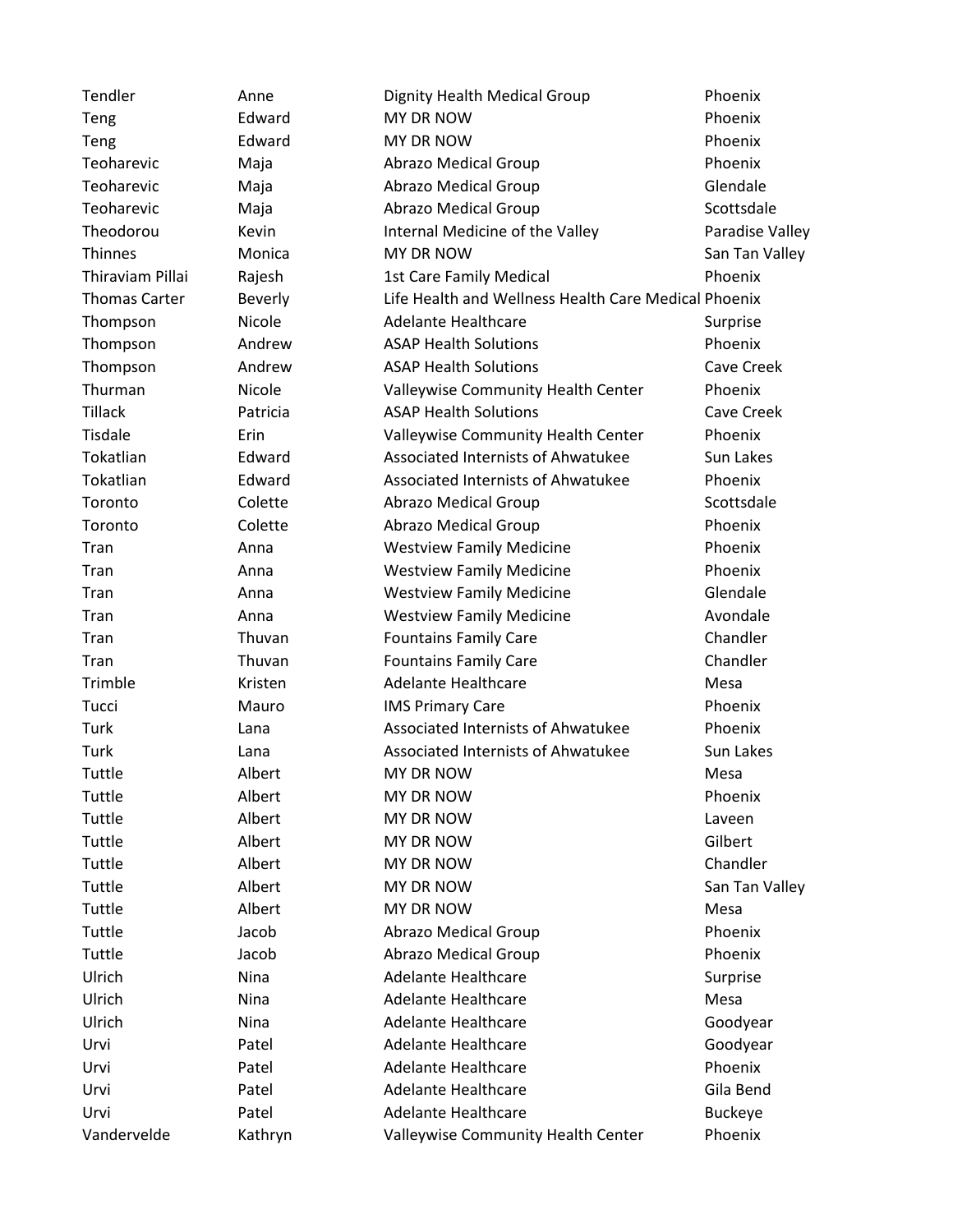| | | | |
|---|---|---|---|
| Tendler | Anne | Dignity Health Medical Group | Phoenix |
| Teng | Edward | MY DR NOW | Phoenix |
| Teng | Edward | MY DR NOW | Phoenix |
| Teoharevic | Maja | Abrazo Medical Group | Phoenix |
| Teoharevic | Maja | Abrazo Medical Group | Glendale |
| Teoharevic | Maja | Abrazo Medical Group | Scottsdale |
| Theodorou | Kevin | Internal Medicine of the Valley | Paradise Valley |
| Thinnes | Monica | MY DR NOW | San Tan Valley |
| Thiraviam Pillai | Rajesh | 1st Care Family Medical | Phoenix |
| Thomas Carter | Beverly | Life Health and Wellness Health Care Medical | Phoenix |
| Thompson | Nicole | Adelante Healthcare | Surprise |
| Thompson | Andrew | ASAP Health Solutions | Phoenix |
| Thompson | Andrew | ASAP Health Solutions | Cave Creek |
| Thurman | Nicole | Valleywise Community Health Center | Phoenix |
| Tillack | Patricia | ASAP Health Solutions | Cave Creek |
| Tisdale | Erin | Valleywise Community Health Center | Phoenix |
| Tokatlian | Edward | Associated Internists of Ahwatukee | Sun Lakes |
| Tokatlian | Edward | Associated Internists of Ahwatukee | Phoenix |
| Toronto | Colette | Abrazo Medical Group | Scottsdale |
| Toronto | Colette | Abrazo Medical Group | Phoenix |
| Tran | Anna | Westview Family Medicine | Phoenix |
| Tran | Anna | Westview Family Medicine | Phoenix |
| Tran | Anna | Westview Family Medicine | Glendale |
| Tran | Anna | Westview Family Medicine | Avondale |
| Tran | Thuvan | Fountains Family Care | Chandler |
| Tran | Thuvan | Fountains Family Care | Chandler |
| Trimble | Kristen | Adelante Healthcare | Mesa |
| Tucci | Mauro | IMS Primary Care | Phoenix |
| Turk | Lana | Associated Internists of Ahwatukee | Phoenix |
| Turk | Lana | Associated Internists of Ahwatukee | Sun Lakes |
| Tuttle | Albert | MY DR NOW | Mesa |
| Tuttle | Albert | MY DR NOW | Phoenix |
| Tuttle | Albert | MY DR NOW | Laveen |
| Tuttle | Albert | MY DR NOW | Gilbert |
| Tuttle | Albert | MY DR NOW | Chandler |
| Tuttle | Albert | MY DR NOW | San Tan Valley |
| Tuttle | Albert | MY DR NOW | Mesa |
| Tuttle | Jacob | Abrazo Medical Group | Phoenix |
| Tuttle | Jacob | Abrazo Medical Group | Phoenix |
| Ulrich | Nina | Adelante Healthcare | Surprise |
| Ulrich | Nina | Adelante Healthcare | Mesa |
| Ulrich | Nina | Adelante Healthcare | Goodyear |
| Urvi | Patel | Adelante Healthcare | Goodyear |
| Urvi | Patel | Adelante Healthcare | Phoenix |
| Urvi | Patel | Adelante Healthcare | Gila Bend |
| Urvi | Patel | Adelante Healthcare | Buckeye |
| Vandervelde | Kathryn | Valleywise Community Health Center | Phoenix |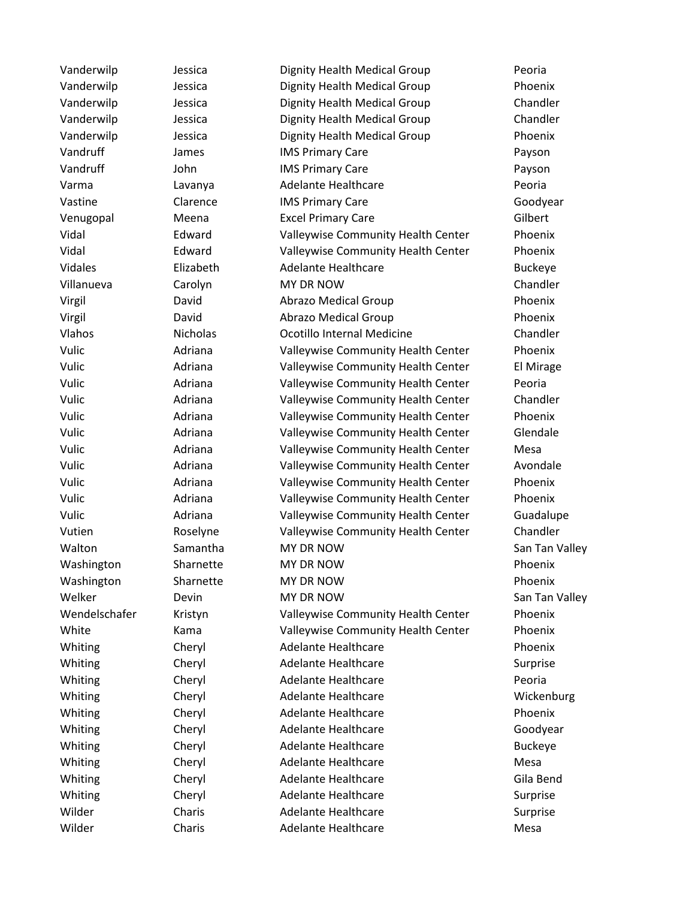| | | | |
|---|---|---|---|
| Vanderwilp | Jessica | Dignity Health Medical Group | Peoria |
| Vanderwilp | Jessica | Dignity Health Medical Group | Phoenix |
| Vanderwilp | Jessica | Dignity Health Medical Group | Chandler |
| Vanderwilp | Jessica | Dignity Health Medical Group | Chandler |
| Vanderwilp | Jessica | Dignity Health Medical Group | Phoenix |
| Vandruff | James | IMS Primary Care | Payson |
| Vandruff | John | IMS Primary Care | Payson |
| Varma | Lavanya | Adelante Healthcare | Peoria |
| Vastine | Clarence | IMS Primary Care | Goodyear |
| Venugopal | Meena | Excel Primary Care | Gilbert |
| Vidal | Edward | Valleywise Community Health Center | Phoenix |
| Vidal | Edward | Valleywise Community Health Center | Phoenix |
| Vidales | Elizabeth | Adelante Healthcare | Buckeye |
| Villanueva | Carolyn | MY DR NOW | Chandler |
| Virgil | David | Abrazo Medical Group | Phoenix |
| Virgil | David | Abrazo Medical Group | Phoenix |
| Vlahos | Nicholas | Ocotillo Internal Medicine | Chandler |
| Vulic | Adriana | Valleywise Community Health Center | Phoenix |
| Vulic | Adriana | Valleywise Community Health Center | El Mirage |
| Vulic | Adriana | Valleywise Community Health Center | Peoria |
| Vulic | Adriana | Valleywise Community Health Center | Chandler |
| Vulic | Adriana | Valleywise Community Health Center | Phoenix |
| Vulic | Adriana | Valleywise Community Health Center | Glendale |
| Vulic | Adriana | Valleywise Community Health Center | Mesa |
| Vulic | Adriana | Valleywise Community Health Center | Avondale |
| Vulic | Adriana | Valleywise Community Health Center | Phoenix |
| Vulic | Adriana | Valleywise Community Health Center | Phoenix |
| Vulic | Adriana | Valleywise Community Health Center | Guadalupe |
| Vutien | Roselyne | Valleywise Community Health Center | Chandler |
| Walton | Samantha | MY DR NOW | San Tan Valley |
| Washington | Sharnette | MY DR NOW | Phoenix |
| Washington | Sharnette | MY DR NOW | Phoenix |
| Welker | Devin | MY DR NOW | San Tan Valley |
| Wendelschafer | Kristyn | Valleywise Community Health Center | Phoenix |
| White | Kama | Valleywise Community Health Center | Phoenix |
| Whiting | Cheryl | Adelante Healthcare | Phoenix |
| Whiting | Cheryl | Adelante Healthcare | Surprise |
| Whiting | Cheryl | Adelante Healthcare | Peoria |
| Whiting | Cheryl | Adelante Healthcare | Wickenburg |
| Whiting | Cheryl | Adelante Healthcare | Phoenix |
| Whiting | Cheryl | Adelante Healthcare | Goodyear |
| Whiting | Cheryl | Adelante Healthcare | Buckeye |
| Whiting | Cheryl | Adelante Healthcare | Mesa |
| Whiting | Cheryl | Adelante Healthcare | Gila Bend |
| Whiting | Cheryl | Adelante Healthcare | Surprise |
| Wilder | Charis | Adelante Healthcare | Surprise |
| Wilder | Charis | Adelante Healthcare | Mesa |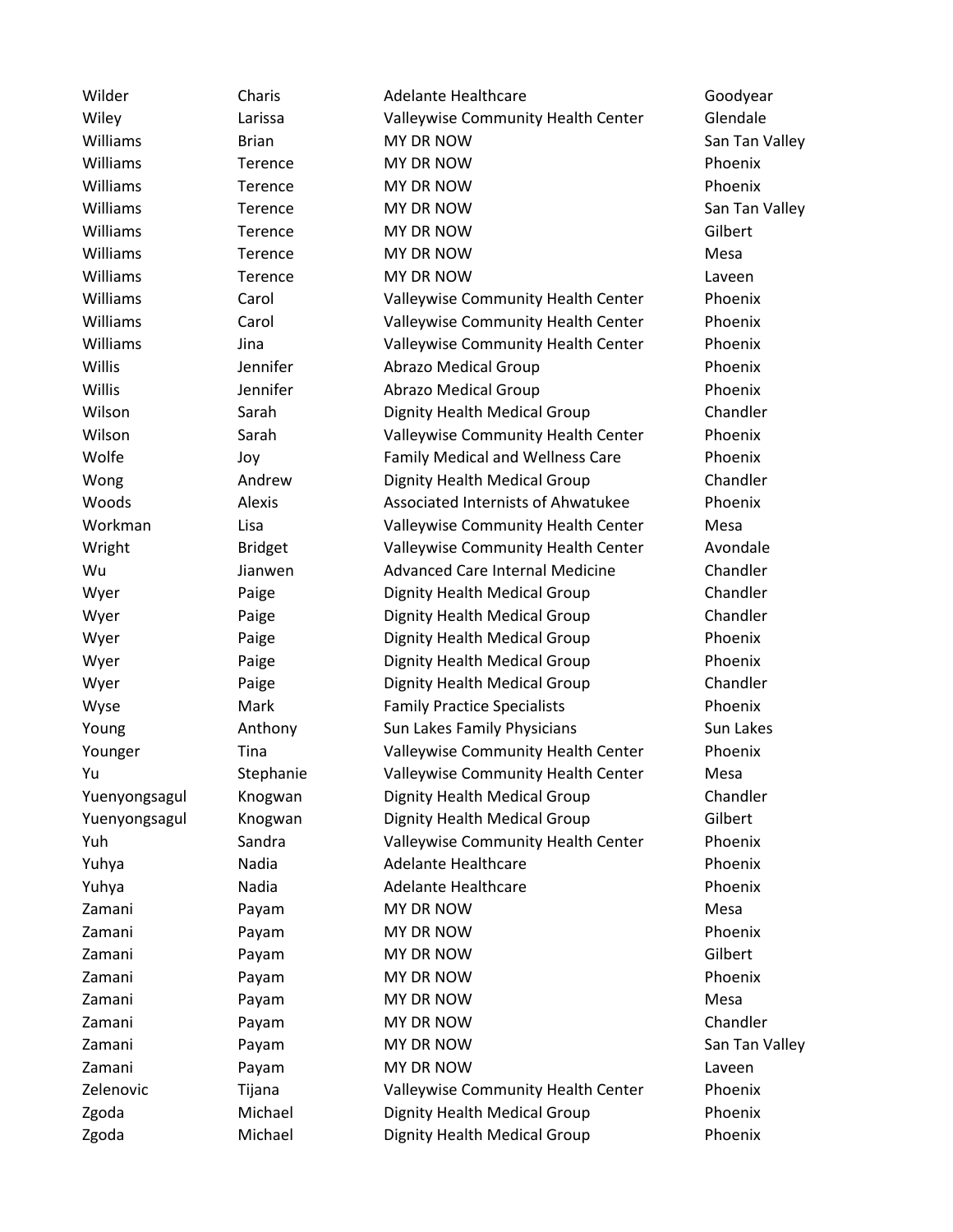| | | | |
|---|---|---|---|
| Wilder | Charis | Adelante Healthcare | Goodyear |
| Wiley | Larissa | Valleywise Community Health Center | Glendale |
| Williams | Brian | MY DR NOW | San Tan Valley |
| Williams | Terence | MY DR NOW | Phoenix |
| Williams | Terence | MY DR NOW | Phoenix |
| Williams | Terence | MY DR NOW | San Tan Valley |
| Williams | Terence | MY DR NOW | Gilbert |
| Williams | Terence | MY DR NOW | Mesa |
| Williams | Terence | MY DR NOW | Laveen |
| Williams | Carol | Valleywise Community Health Center | Phoenix |
| Williams | Carol | Valleywise Community Health Center | Phoenix |
| Williams | Jina | Valleywise Community Health Center | Phoenix |
| Willis | Jennifer | Abrazo Medical Group | Phoenix |
| Willis | Jennifer | Abrazo Medical Group | Phoenix |
| Wilson | Sarah | Dignity Health Medical Group | Chandler |
| Wilson | Sarah | Valleywise Community Health Center | Phoenix |
| Wolfe | Joy | Family Medical and Wellness Care | Phoenix |
| Wong | Andrew | Dignity Health Medical Group | Chandler |
| Woods | Alexis | Associated Internists of Ahwatukee | Phoenix |
| Workman | Lisa | Valleywise Community Health Center | Mesa |
| Wright | Bridget | Valleywise Community Health Center | Avondale |
| Wu | Jianwen | Advanced Care Internal Medicine | Chandler |
| Wyer | Paige | Dignity Health Medical Group | Chandler |
| Wyer | Paige | Dignity Health Medical Group | Chandler |
| Wyer | Paige | Dignity Health Medical Group | Phoenix |
| Wyer | Paige | Dignity Health Medical Group | Phoenix |
| Wyer | Paige | Dignity Health Medical Group | Chandler |
| Wyse | Mark | Family Practice Specialists | Phoenix |
| Young | Anthony | Sun Lakes Family Physicians | Sun Lakes |
| Younger | Tina | Valleywise Community Health Center | Phoenix |
| Yu | Stephanie | Valleywise Community Health Center | Mesa |
| Yuenyongsagul | Knogwan | Dignity Health Medical Group | Chandler |
| Yuenyongsagul | Knogwan | Dignity Health Medical Group | Gilbert |
| Yuh | Sandra | Valleywise Community Health Center | Phoenix |
| Yuhya | Nadia | Adelante Healthcare | Phoenix |
| Yuhya | Nadia | Adelante Healthcare | Phoenix |
| Zamani | Payam | MY DR NOW | Mesa |
| Zamani | Payam | MY DR NOW | Phoenix |
| Zamani | Payam | MY DR NOW | Gilbert |
| Zamani | Payam | MY DR NOW | Phoenix |
| Zamani | Payam | MY DR NOW | Mesa |
| Zamani | Payam | MY DR NOW | Chandler |
| Zamani | Payam | MY DR NOW | San Tan Valley |
| Zamani | Payam | MY DR NOW | Laveen |
| Zelenovic | Tijana | Valleywise Community Health Center | Phoenix |
| Zgoda | Michael | Dignity Health Medical Group | Phoenix |
| Zgoda | Michael | Dignity Health Medical Group | Phoenix |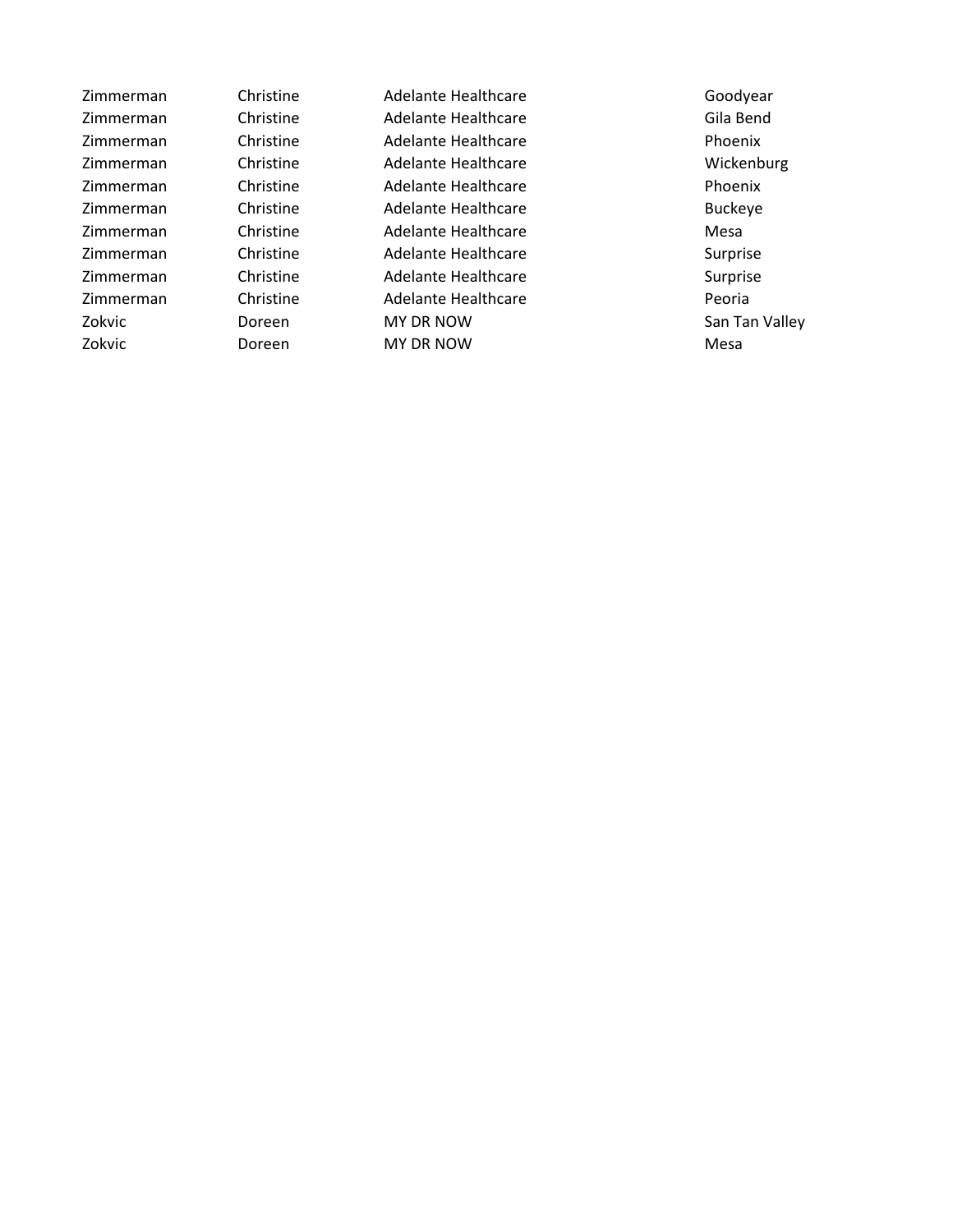| | | | |
|---|---|---|---|
| Zimmerman | Christine | Adelante Healthcare | Goodyear |
| Zimmerman | Christine | Adelante Healthcare | Gila Bend |
| Zimmerman | Christine | Adelante Healthcare | Phoenix |
| Zimmerman | Christine | Adelante Healthcare | Wickenburg |
| Zimmerman | Christine | Adelante Healthcare | Phoenix |
| Zimmerman | Christine | Adelante Healthcare | Buckeye |
| Zimmerman | Christine | Adelante Healthcare | Mesa |
| Zimmerman | Christine | Adelante Healthcare | Surprise |
| Zimmerman | Christine | Adelante Healthcare | Surprise |
| Zimmerman | Christine | Adelante Healthcare | Peoria |
| Zokvic | Doreen | MY DR NOW | San Tan Valley |
| Zokvic | Doreen | MY DR NOW | Mesa |